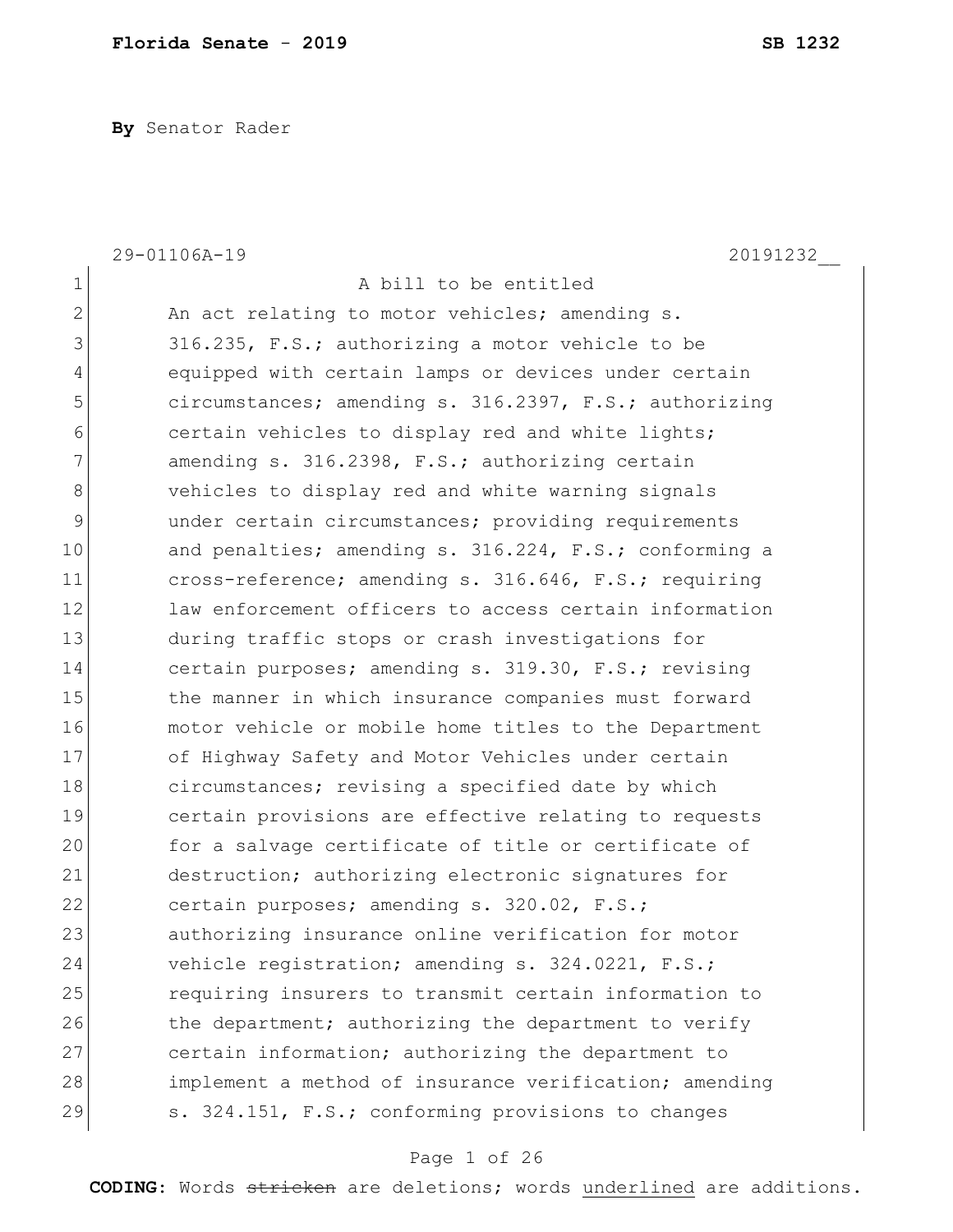**By** Senator Rader

29-01106A-19 20191232__

A bill to be entitled

An act relating to motor vehicles; amending s. 316.235, F.S.; authorizing a motor vehicle to be equipped with certain lamps or devices under certain circumstances; amending s. 316.2397, F.S.; authorizing certain vehicles to display red and white lights; amending s. 316.2398, F.S.; authorizing certain vehicles to display red and white warning signals under certain circumstances; providing requirements and penalties; amending s. 316.224, F.S.; conforming a cross-reference; amending s. 316.646, F.S.; requiring law enforcement officers to access certain information during traffic stops or crash investigations for certain purposes; amending s. 319.30, F.S.; revising the manner in which insurance companies must forward motor vehicle or mobile home titles to the Department of Highway Safety and Motor Vehicles under certain circumstances; revising a specified date by which certain provisions are effective relating to requests for a salvage certificate of title or certificate of destruction; authorizing electronic signatures for certain purposes; amending s. 320.02, F.S.; authorizing insurance online verification for motor vehicle registration; amending s. 324.0221, F.S.; requiring insurers to transmit certain information to the department; authorizing the department to verify certain information; authorizing the department to implement a method of insurance verification; amending s. 324.151, F.S.; conforming provisions to changes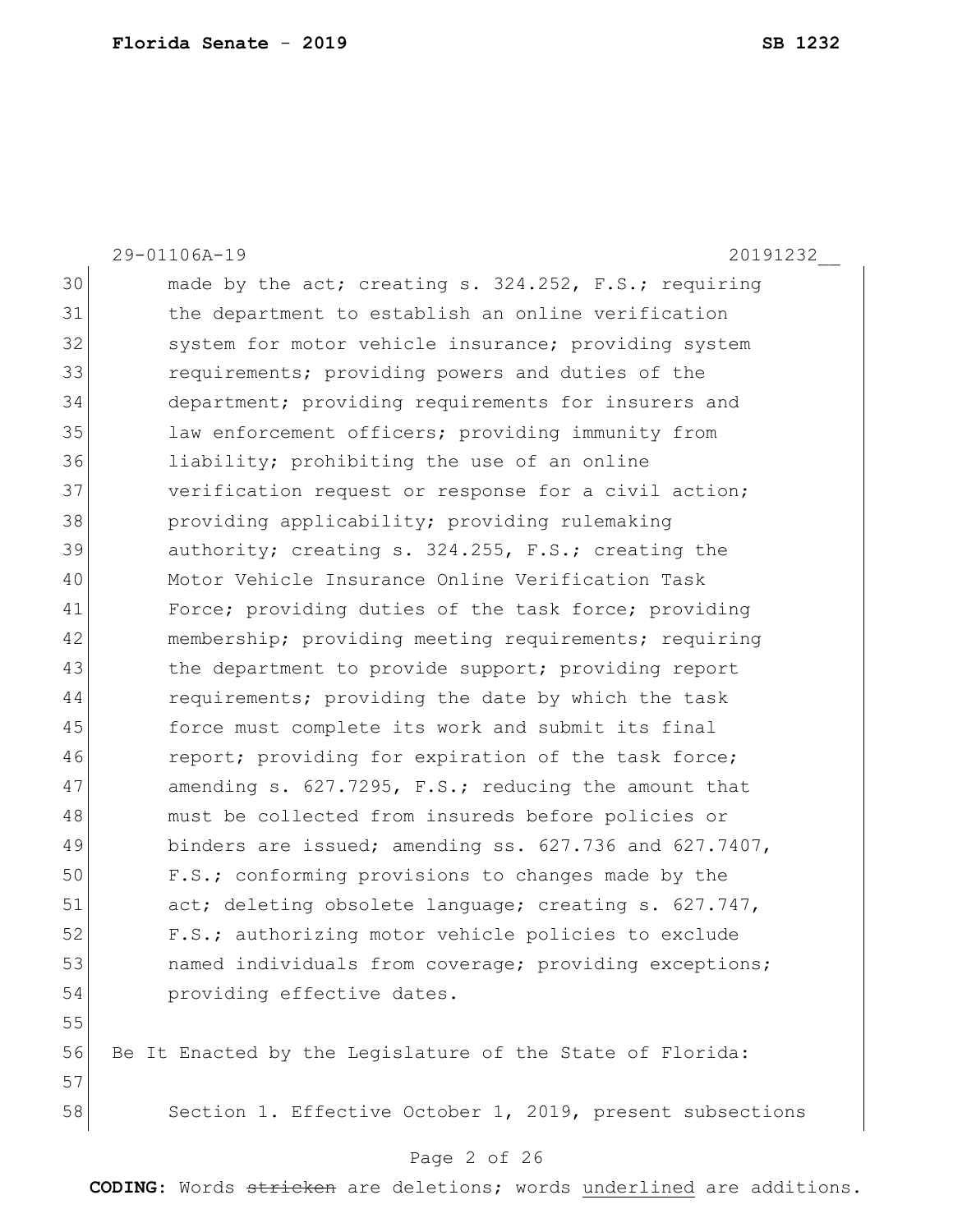29-01106A-19 20191232__

made by the act; creating s. 324.252, F.S.; requiring the department to establish an online verification system for motor vehicle insurance; providing system requirements; providing powers and duties of the department; providing requirements for insurers and law enforcement officers; providing immunity from liability; prohibiting the use of an online verification request or response for a civil action; providing applicability; providing rulemaking authority; creating s. 324.255, F.S.; creating the Motor Vehicle Insurance Online Verification Task Force; providing duties of the task force; providing membership; providing meeting requirements; requiring the department to provide support; providing report requirements; providing the date by which the task force must complete its work and submit its final report; providing for expiration of the task force; amending s. 627.7295, F.S.; reducing the amount that must be collected from insureds before policies or binders are issued; amending ss. 627.736 and 627.7407, F.S.; conforming provisions to changes made by the act; deleting obsolete language; creating s. 627.747, F.S.; authorizing motor vehicle policies to exclude named individuals from coverage; providing exceptions; providing effective dates.

Be It Enacted by the Legislature of the State of Florida:

Section 1. Effective October 1, 2019, present subsections

**CODING:** Words ~~stricken~~ are deletions; words <u>underlined</u> are additions.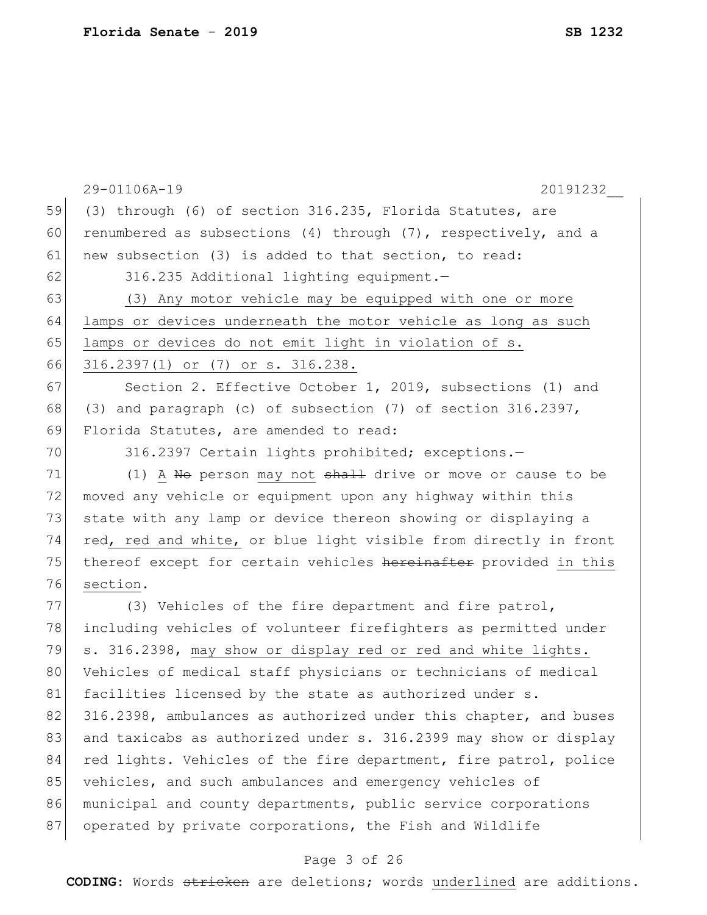(3) through (6) of section 316.235, Florida Statutes, are renumbered as subsections (4) through (7), respectively, and a new subsection (3) is added to that section, to read:

316.235 Additional lighting equipment.—

<u>(3) Any motor vehicle may be equipped with one or more lamps or devices underneath the motor vehicle as long as such lamps or devices do not emit light in violation of s. 316.2397(1) or (7) or s. 316.238.</u>

Section 2. Effective October 1, 2019, subsections (1) and (3) and paragraph (c) of subsection (7) of section 316.2397, Florida Statutes, are amended to read:

316.2397 Certain lights prohibited; exceptions.—

(1) <u>A</u> ~~No~~ person <u>may not</u> ~~shall~~ drive or move or cause to be moved any vehicle or equipment upon any highway within this state with any lamp or device thereon showing or displaying a red<u>, red and white,</u> or blue light visible from directly in front thereof except for certain vehicles ~~hereinafter~~ provided <u>in this section</u>.

(3) Vehicles of the fire department and fire patrol, including vehicles of volunteer firefighters as permitted under s. 316.2398, <u>may show or display red or red and white lights.</u> Vehicles of medical staff physicians or technicians of medical facilities licensed by the state as authorized under s. 316.2398, ambulances as authorized under this chapter, and buses and taxicabs as authorized under s. 316.2399 may show or display red lights. Vehicles of the fire department, fire patrol, police vehicles, and such ambulances and emergency vehicles of municipal and county departments, public service corporations operated by private corporations, the Fish and Wildlife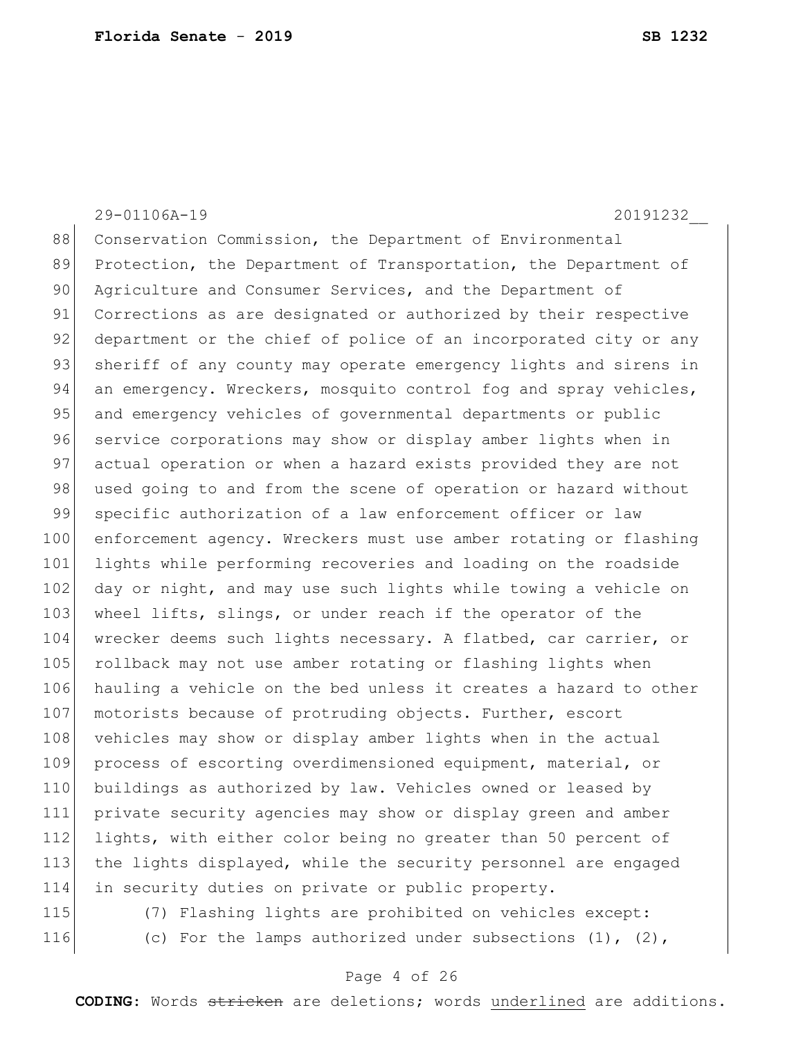Conservation Commission, the Department of Environmental Protection, the Department of Transportation, the Department of Agriculture and Consumer Services, and the Department of Corrections as are designated or authorized by their respective department or the chief of police of an incorporated city or any sheriff of any county may operate emergency lights and sirens in an emergency. Wreckers, mosquito control fog and spray vehicles, and emergency vehicles of governmental departments or public service corporations may show or display amber lights when in actual operation or when a hazard exists provided they are not used going to and from the scene of operation or hazard without specific authorization of a law enforcement officer or law enforcement agency. Wreckers must use amber rotating or flashing lights while performing recoveries and loading on the roadside day or night, and may use such lights while towing a vehicle on wheel lifts, slings, or under reach if the operator of the wrecker deems such lights necessary. A flatbed, car carrier, or rollback may not use amber rotating or flashing lights when hauling a vehicle on the bed unless it creates a hazard to other motorists because of protruding objects. Further, escort vehicles may show or display amber lights when in the actual process of escorting overdimensioned equipment, material, or buildings as authorized by law. Vehicles owned or leased by private security agencies may show or display green and amber lights, with either color being no greater than 50 percent of the lights displayed, while the security personnel are engaged in security duties on private or public property.

(7) Flashing lights are prohibited on vehicles except:

(c) For the lamps authorized under subsections (1), (2),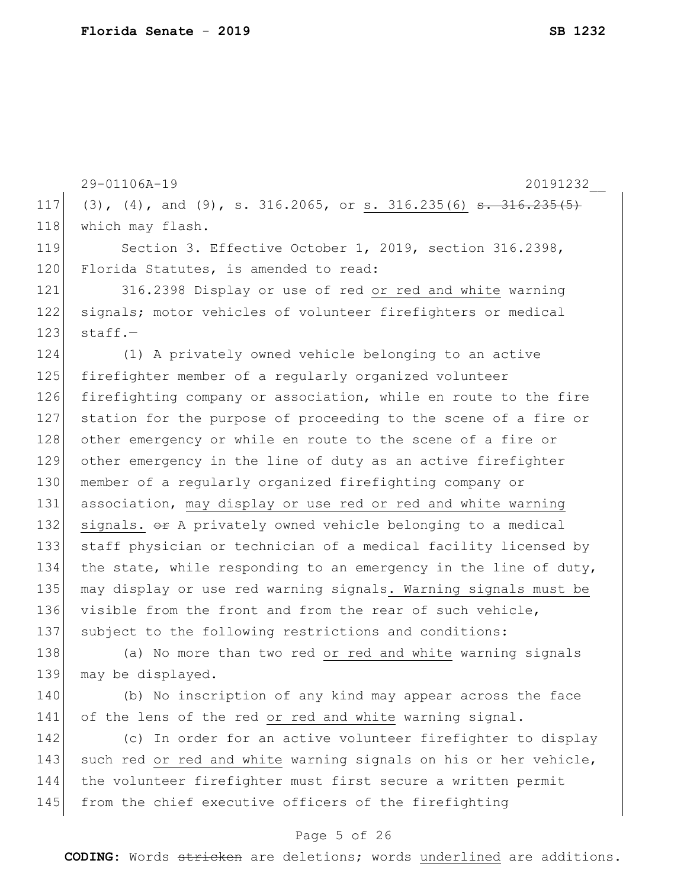29-01106A-19 20191232__

117 (3), (4), and (9), s. 316.2065, or <u>s. 316.235(6)</u> ~~s. 316.235(5)~~
118 which may flash.

119 Section 3. Effective October 1, 2019, section 316.2398,
120 Florida Statutes, is amended to read:

121 316.2398 Display or use of red <u>or red and white</u> warning
122 signals; motor vehicles of volunteer firefighters or medical
123 staff.—

124 (1) A privately owned vehicle belonging to an active
125 firefighter member of a regularly organized volunteer
126 firefighting company or association, while en route to the fire
127 station for the purpose of proceeding to the scene of a fire or
128 other emergency or while en route to the scene of a fire or
129 other emergency in the line of duty as an active firefighter
130 member of a regularly organized firefighting company or
131 association, <u>may display or use red or red and white warning</u>
132 <u>signals.</u> ~~or~~ A privately owned vehicle belonging to a medical
133 staff physician or technician of a medical facility licensed by
134 the state, while responding to an emergency in the line of duty,
135 may display or use red warning signals<u>. Warning signals must be</u>
136 visible from the front and from the rear of such vehicle,
137 subject to the following restrictions and conditions:

138 (a) No more than two red <u>or red and white</u> warning signals
139 may be displayed.

140 (b) No inscription of any kind may appear across the face
141 of the lens of the red <u>or red and white</u> warning signal.

142 (c) In order for an active volunteer firefighter to display
143 such red <u>or red and white</u> warning signals on his or her vehicle,
144 the volunteer firefighter must first secure a written permit
145 from the chief executive officers of the firefighting

**CODING:** Words ~~stricken~~ are deletions; words <u>underlined</u> are additions.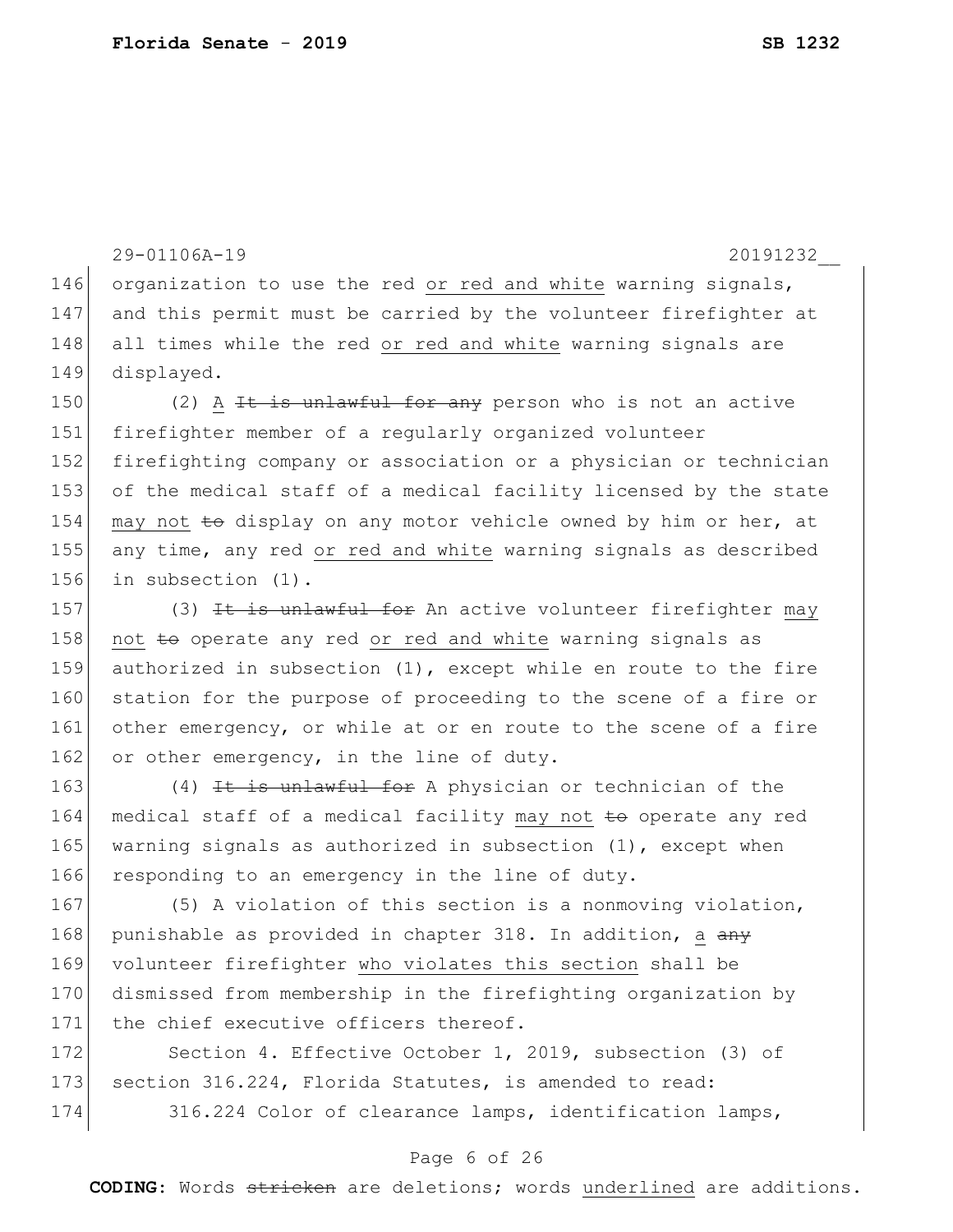organization to use the red or red and white warning signals, and this permit must be carried by the volunteer firefighter at all times while the red or red and white warning signals are displayed.

(2) A ~~It is unlawful for any~~ person who is not an active firefighter member of a regularly organized volunteer firefighting company or association or a physician or technician of the medical staff of a medical facility licensed by the state may not ~~to~~ display on any motor vehicle owned by him or her, at any time, any red or red and white warning signals as described in subsection (1).

(3) ~~It is unlawful for~~ An active volunteer firefighter may not ~~to~~ operate any red or red and white warning signals as authorized in subsection (1), except while en route to the fire station for the purpose of proceeding to the scene of a fire or other emergency, or while at or en route to the scene of a fire or other emergency, in the line of duty.

(4) ~~It is unlawful for~~ A physician or technician of the medical staff of a medical facility may not ~~to~~ operate any red warning signals as authorized in subsection (1), except when responding to an emergency in the line of duty.

(5) A violation of this section is a nonmoving violation, punishable as provided in chapter 318. In addition, a ~~any~~ volunteer firefighter who violates this section shall be dismissed from membership in the firefighting organization by the chief executive officers thereof.

Section 4. Effective October 1, 2019, subsection (3) of section 316.224, Florida Statutes, is amended to read:

316.224 Color of clearance lamps, identification lamps,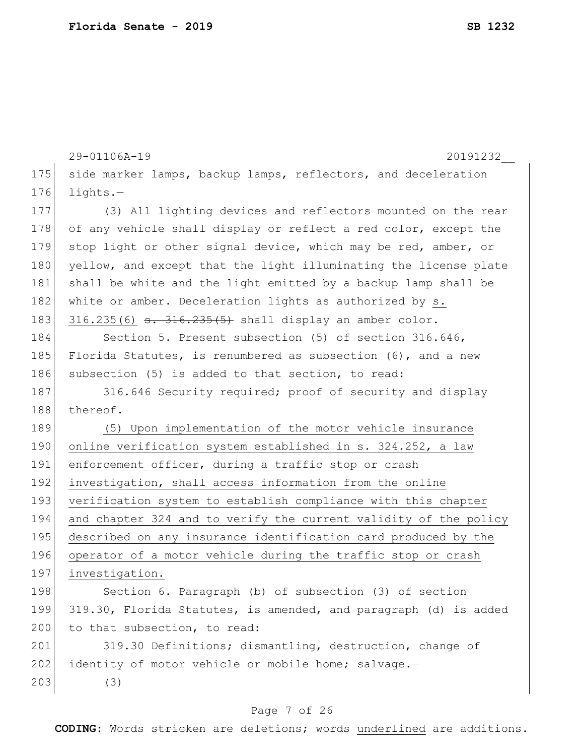29-01106A-19 20191232__

side marker lamps, backup lamps, reflectors, and deceleration lights.—

(3) All lighting devices and reflectors mounted on the rear of any vehicle shall display or reflect a red color, except the stop light or other signal device, which may be red, amber, or yellow, and except that the light illuminating the license plate shall be white and the light emitted by a backup lamp shall be white or amber. Deceleration lights as authorized by <u>s. 316.235(6)</u> ~~s. 316.235(5)~~ shall display an amber color.

Section 5. Present subsection (5) of section 316.646, Florida Statutes, is renumbered as subsection (6), and a new subsection (5) is added to that section, to read:

316.646 Security required; proof of security and display thereof.—

<u>(5) Upon implementation of the motor vehicle insurance online verification system established in s. 324.252, a law enforcement officer, during a traffic stop or crash investigation, shall access information from the online verification system to establish compliance with this chapter and chapter 324 and to verify the current validity of the policy described on any insurance identification card produced by the operator of a motor vehicle during the traffic stop or crash investigation.</u>

Section 6. Paragraph (b) of subsection (3) of section 319.30, Florida Statutes, is amended, and paragraph (d) is added to that subsection, to read:

319.30 Definitions; dismantling, destruction, change of identity of motor vehicle or mobile home; salvage.—

(3)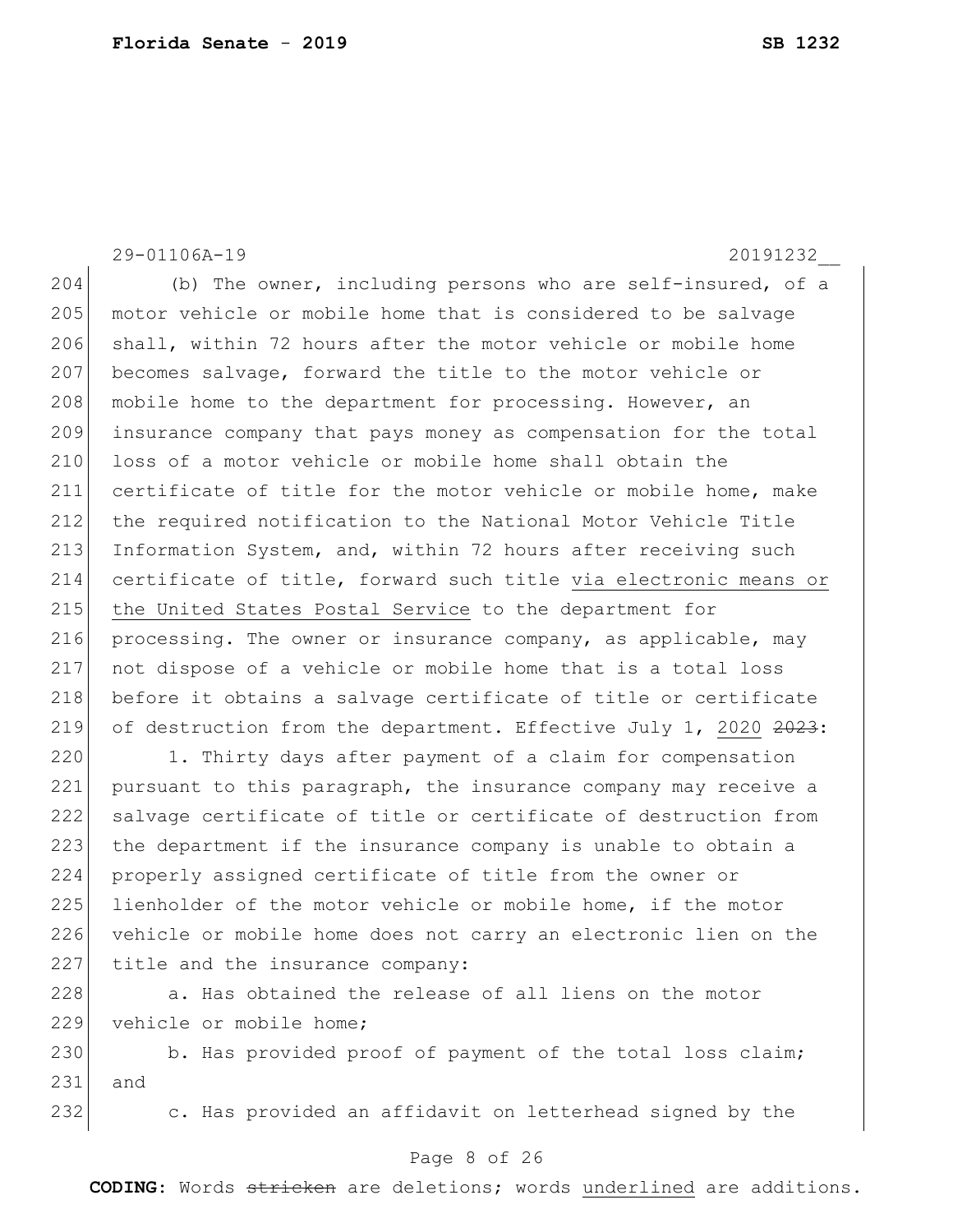29-01106A-19 20191232__

204 (b) The owner, including persons who are self-insured, of a
205 motor vehicle or mobile home that is considered to be salvage
206 shall, within 72 hours after the motor vehicle or mobile home
207 becomes salvage, forward the title to the motor vehicle or
208 mobile home to the department for processing. However, an
209 insurance company that pays money as compensation for the total
210 loss of a motor vehicle or mobile home shall obtain the
211 certificate of title for the motor vehicle or mobile home, make
212 the required notification to the National Motor Vehicle Title
213 Information System, and, within 72 hours after receiving such
214 certificate of title, forward such title <u>via electronic means or</u>
215 <u>the United States Postal Service</u> to the department for
216 processing. The owner or insurance company, as applicable, may
217 not dispose of a vehicle or mobile home that is a total loss
218 before it obtains a salvage certificate of title or certificate
219 of destruction from the department. Effective July 1, <u>2020</u> ~~2023~~:

220 1. Thirty days after payment of a claim for compensation
221 pursuant to this paragraph, the insurance company may receive a
222 salvage certificate of title or certificate of destruction from
223 the department if the insurance company is unable to obtain a
224 properly assigned certificate of title from the owner or
225 lienholder of the motor vehicle or mobile home, if the motor
226 vehicle or mobile home does not carry an electronic lien on the
227 title and the insurance company:

228 a. Has obtained the release of all liens on the motor
229 vehicle or mobile home;

230 b. Has provided proof of payment of the total loss claim;
231 and

232 c. Has provided an affidavit on letterhead signed by the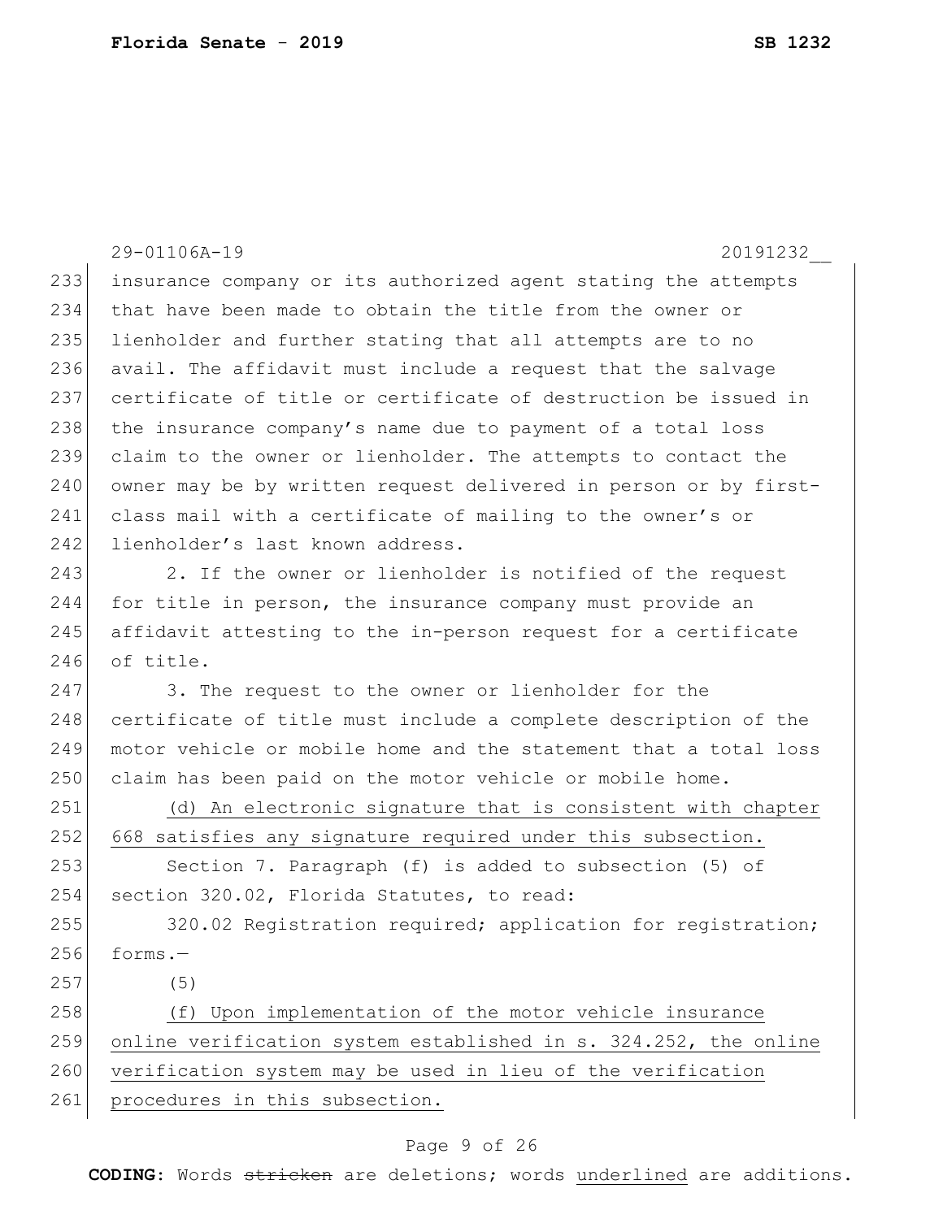insurance company or its authorized agent stating the attempts that have been made to obtain the title from the owner or lienholder and further stating that all attempts are to no avail. The affidavit must include a request that the salvage certificate of title or certificate of destruction be issued in the insurance company's name due to payment of a total loss claim to the owner or lienholder. The attempts to contact the owner may be by written request delivered in person or by first-class mail with a certificate of mailing to the owner's or lienholder's last known address.

2. If the owner or lienholder is notified of the request for title in person, the insurance company must provide an affidavit attesting to the in-person request for a certificate of title.

3. The request to the owner or lienholder for the certificate of title must include a complete description of the motor vehicle or mobile home and the statement that a total loss claim has been paid on the motor vehicle or mobile home.

<u>(d) An electronic signature that is consistent with chapter 668 satisfies any signature required under this subsection.</u>

Section 7. Paragraph (f) is added to subsection (5) of section 320.02, Florida Statutes, to read:

320.02 Registration required; application for registration; forms.—

(5)

<u>(f) Upon implementation of the motor vehicle insurance online verification system established in s. 324.252, the online verification system may be used in lieu of the verification procedures in this subsection.</u>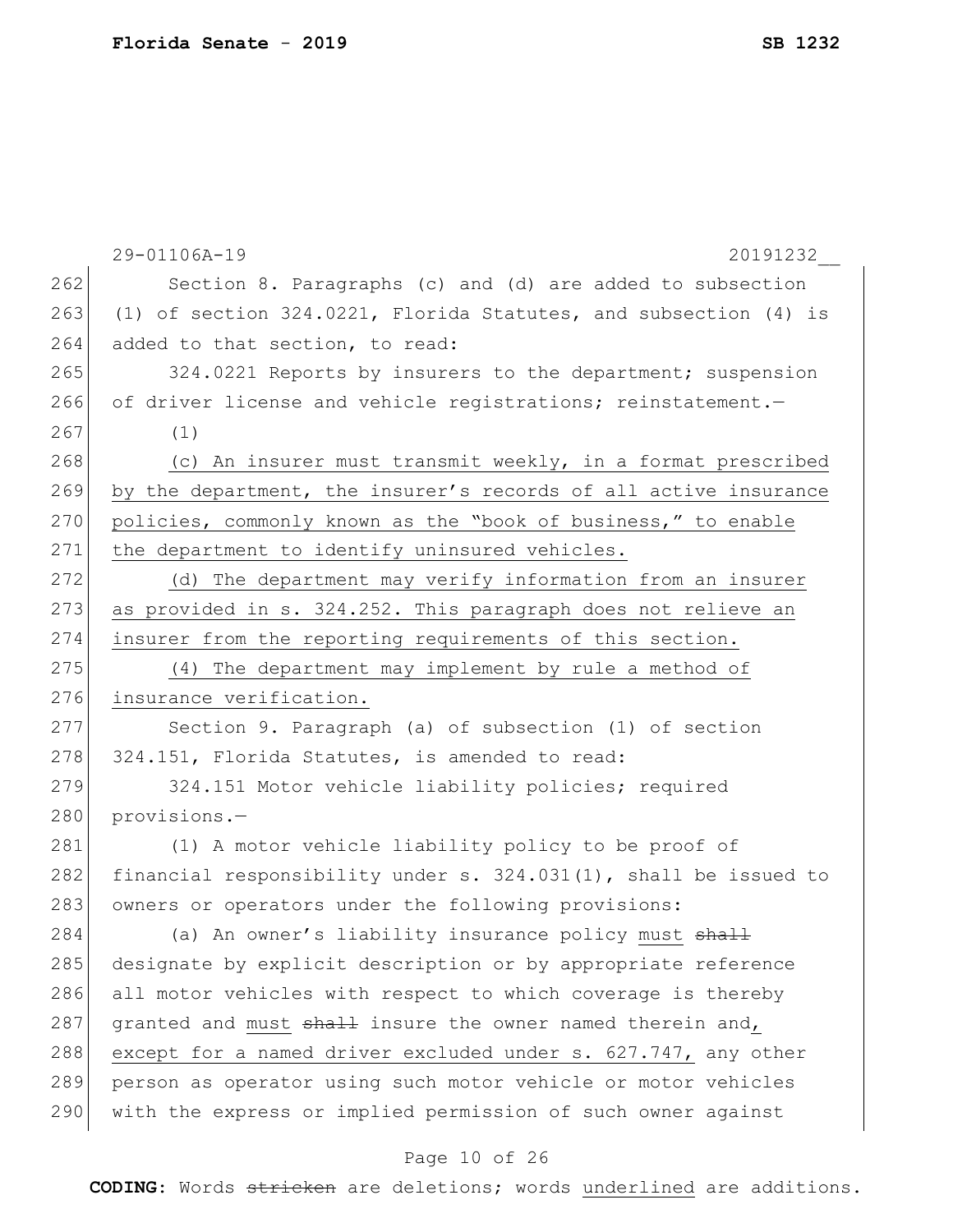Section 8. Paragraphs (c) and (d) are added to subsection (1) of section 324.0221, Florida Statutes, and subsection (4) is added to that section, to read:

324.0221 Reports by insurers to the department; suspension of driver license and vehicle registrations; reinstatement.—

(1)

<u>(c) An insurer must transmit weekly, in a format prescribed by the department, the insurer's records of all active insurance policies, commonly known as the "book of business," to enable the department to identify uninsured vehicles.</u>

<u>(d) The department may verify information from an insurer as provided in s. 324.252. This paragraph does not relieve an insurer from the reporting requirements of this section.</u>

<u>(4) The department may implement by rule a method of insurance verification.</u>

Section 9. Paragraph (a) of subsection (1) of section 324.151, Florida Statutes, is amended to read:

324.151 Motor vehicle liability policies; required provisions.—

(1) A motor vehicle liability policy to be proof of financial responsibility under s. 324.031(1), shall be issued to owners or operators under the following provisions:

(a) An owner's liability insurance policy <u>must</u> ~~shall~~ designate by explicit description or by appropriate reference all motor vehicles with respect to which coverage is thereby granted and <u>must</u> ~~shall~~ insure the owner named therein and<u>, except for a named driver excluded under s. 627.747,</u> any other person as operator using such motor vehicle or motor vehicles with the express or implied permission of such owner against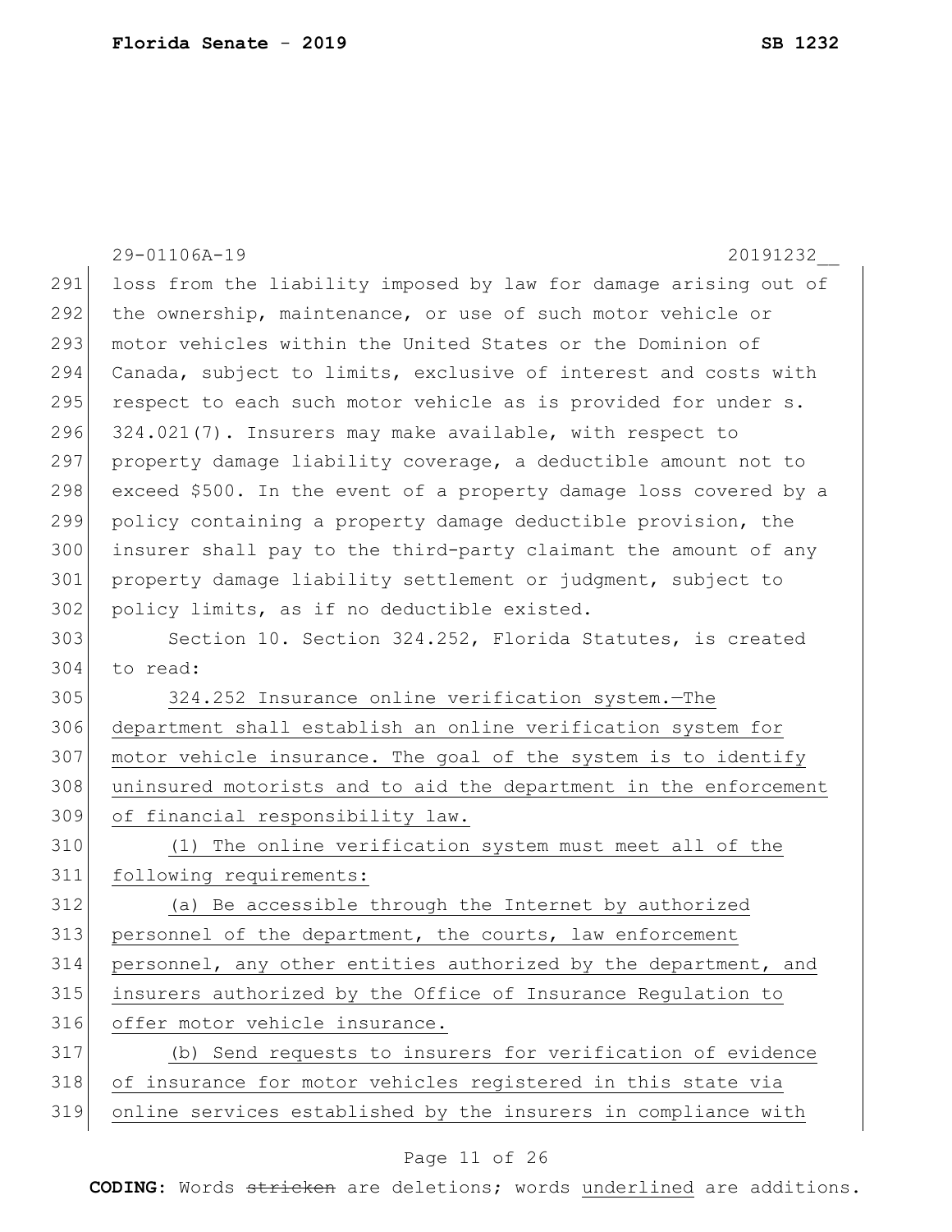loss from the liability imposed by law for damage arising out of the ownership, maintenance, or use of such motor vehicle or motor vehicles within the United States or the Dominion of Canada, subject to limits, exclusive of interest and costs with respect to each such motor vehicle as is provided for under s. 324.021(7). Insurers may make available, with respect to property damage liability coverage, a deductible amount not to exceed $500. In the event of a property damage loss covered by a policy containing a property damage deductible provision, the insurer shall pay to the third-party claimant the amount of any property damage liability settlement or judgment, subject to policy limits, as if no deductible existed.

Section 10. Section 324.252, Florida Statutes, is created to read:

324.252 Insurance online verification system.—The department shall establish an online verification system for motor vehicle insurance. The goal of the system is to identify uninsured motorists and to aid the department in the enforcement of financial responsibility law.

(1) The online verification system must meet all of the following requirements:

(a) Be accessible through the Internet by authorized personnel of the department, the courts, law enforcement personnel, any other entities authorized by the department, and insurers authorized by the Office of Insurance Regulation to offer motor vehicle insurance.

(b) Send requests to insurers for verification of evidence of insurance for motor vehicles registered in this state via online services established by the insurers in compliance with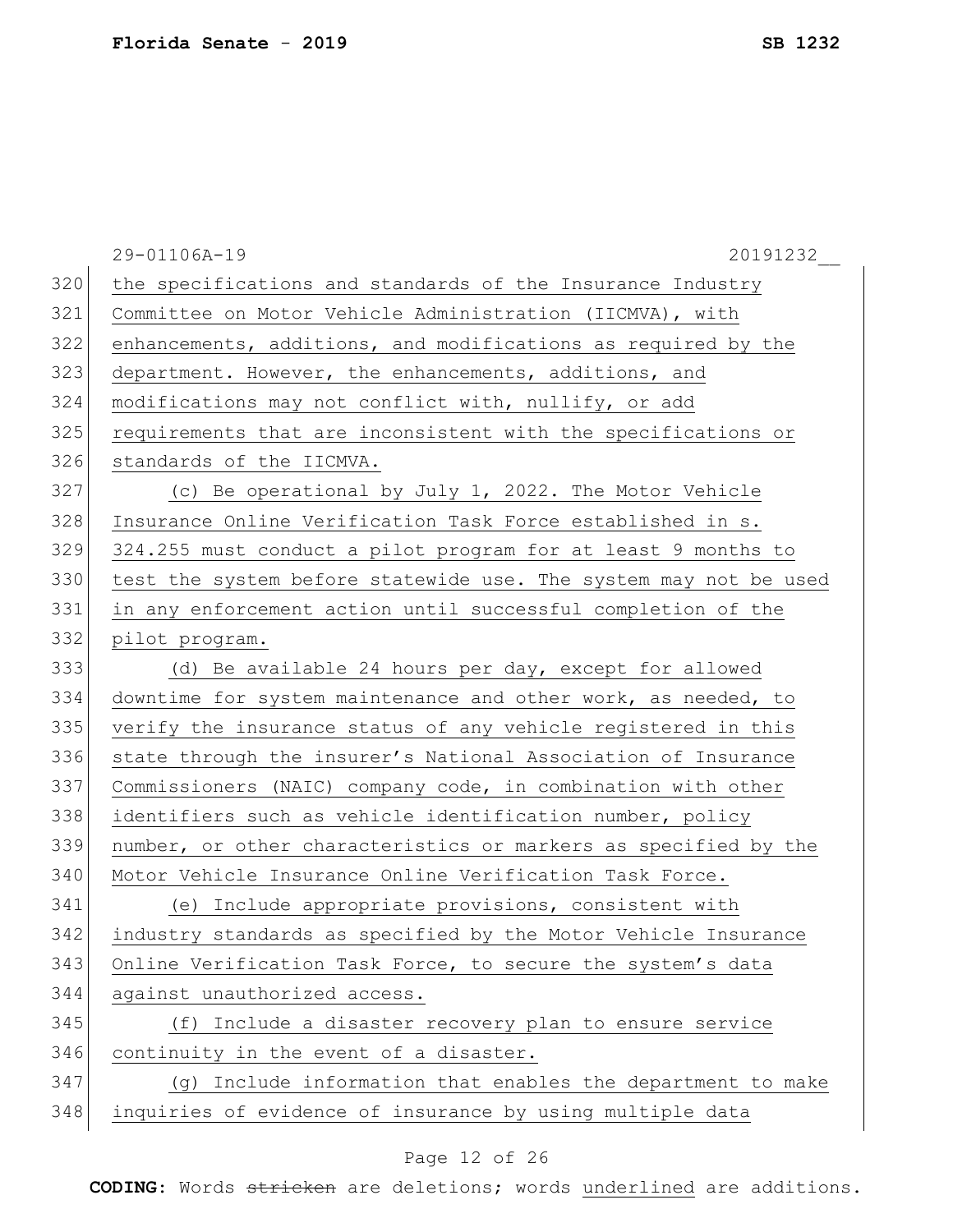the specifications and standards of the Insurance Industry Committee on Motor Vehicle Administration (IICMVA), with enhancements, additions, and modifications as required by the department. However, the enhancements, additions, and modifications may not conflict with, nullify, or add requirements that are inconsistent with the specifications or standards of the IICMVA.

(c) Be operational by July 1, 2022. The Motor Vehicle Insurance Online Verification Task Force established in s. 324.255 must conduct a pilot program for at least 9 months to test the system before statewide use. The system may not be used in any enforcement action until successful completion of the pilot program.

(d) Be available 24 hours per day, except for allowed downtime for system maintenance and other work, as needed, to verify the insurance status of any vehicle registered in this state through the insurer's National Association of Insurance Commissioners (NAIC) company code, in combination with other identifiers such as vehicle identification number, policy number, or other characteristics or markers as specified by the Motor Vehicle Insurance Online Verification Task Force.

(e) Include appropriate provisions, consistent with industry standards as specified by the Motor Vehicle Insurance Online Verification Task Force, to secure the system's data against unauthorized access.

(f) Include a disaster recovery plan to ensure service continuity in the event of a disaster.

(g) Include information that enables the department to make inquiries of evidence of insurance by using multiple data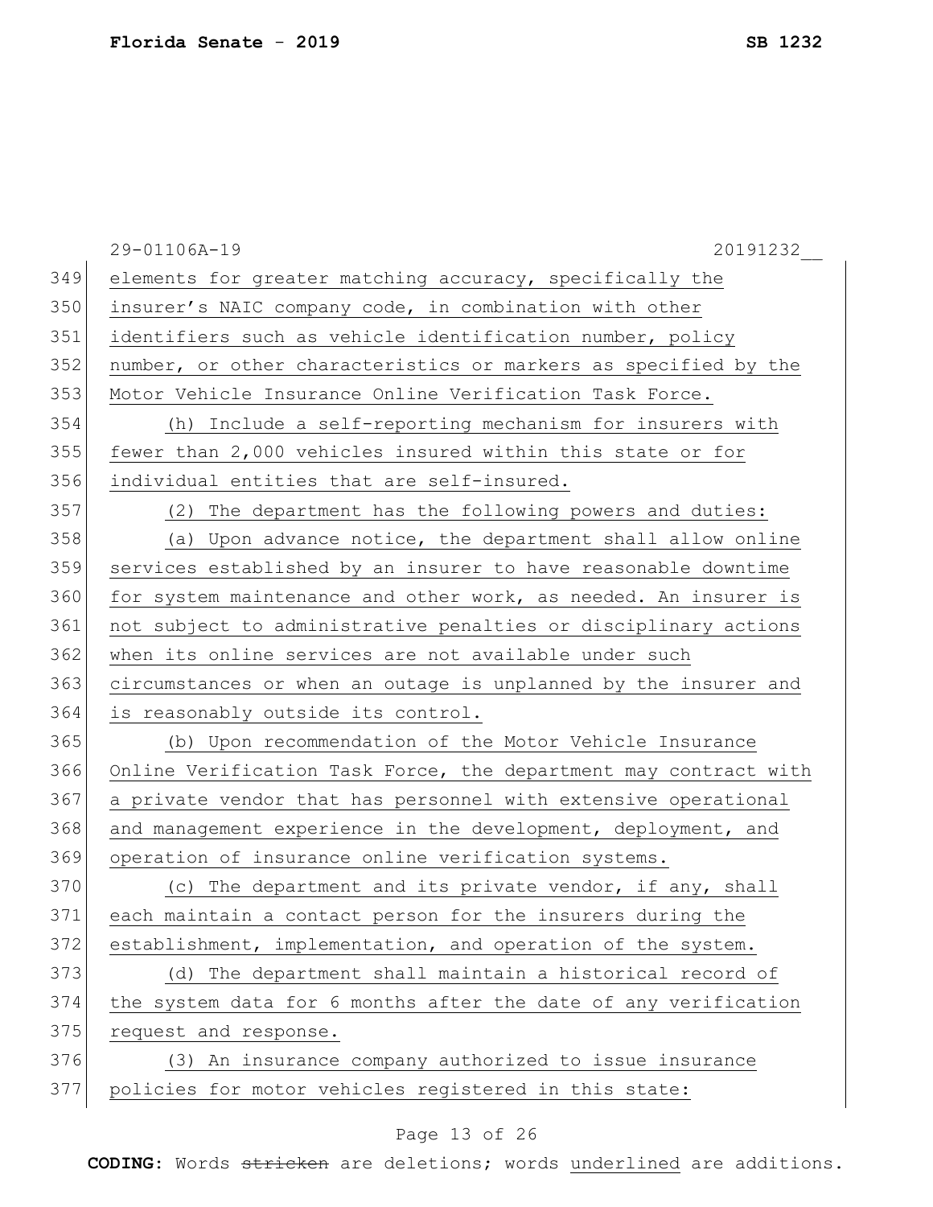elements for greater matching accuracy, specifically the insurer's NAIC company code, in combination with other identifiers such as vehicle identification number, policy number, or other characteristics or markers as specified by the Motor Vehicle Insurance Online Verification Task Force.

(h) Include a self-reporting mechanism for insurers with fewer than 2,000 vehicles insured within this state or for individual entities that are self-insured.

(2) The department has the following powers and duties:

(a) Upon advance notice, the department shall allow online services established by an insurer to have reasonable downtime for system maintenance and other work, as needed. An insurer is not subject to administrative penalties or disciplinary actions when its online services are not available under such circumstances or when an outage is unplanned by the insurer and is reasonably outside its control.

(b) Upon recommendation of the Motor Vehicle Insurance Online Verification Task Force, the department may contract with a private vendor that has personnel with extensive operational and management experience in the development, deployment, and operation of insurance online verification systems.

(c) The department and its private vendor, if any, shall each maintain a contact person for the insurers during the establishment, implementation, and operation of the system.

(d) The department shall maintain a historical record of the system data for 6 months after the date of any verification request and response.

(3) An insurance company authorized to issue insurance policies for motor vehicles registered in this state: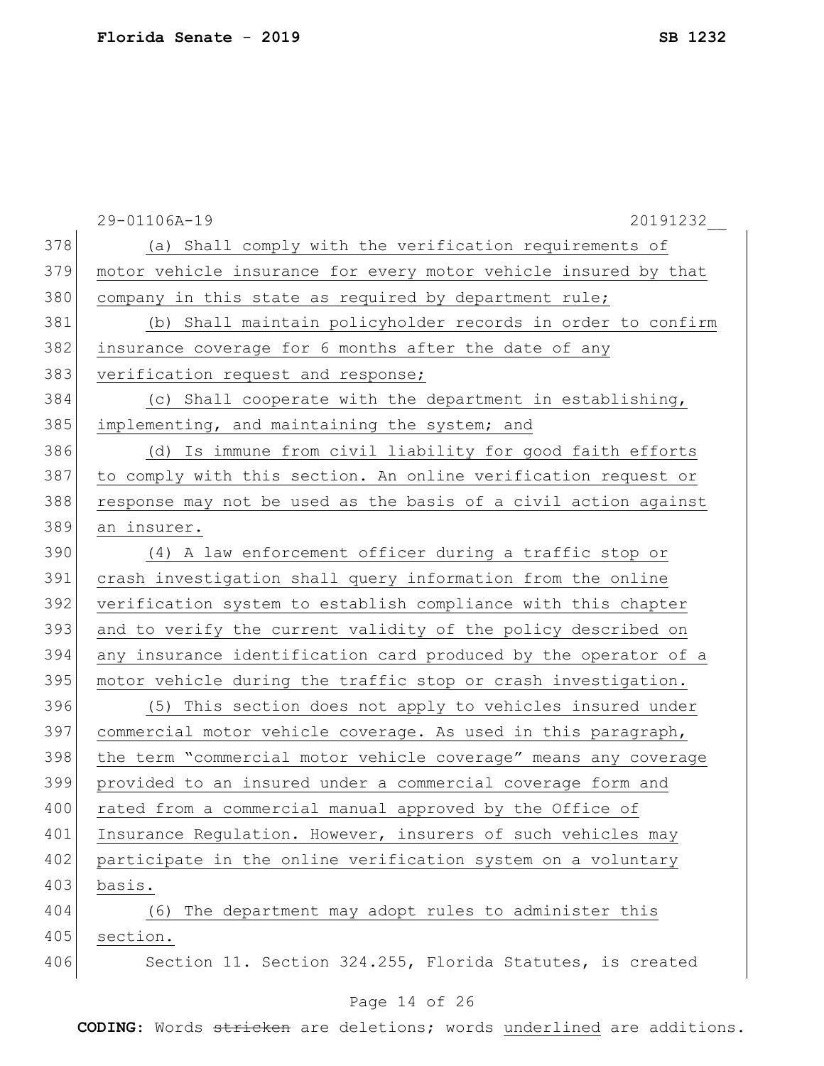(a) Shall comply with the verification requirements of motor vehicle insurance for every motor vehicle insured by that company in this state as required by department rule;

(b) Shall maintain policyholder records in order to confirm insurance coverage for 6 months after the date of any verification request and response;

(c) Shall cooperate with the department in establishing, implementing, and maintaining the system; and

(d) Is immune from civil liability for good faith efforts to comply with this section. An online verification request or response may not be used as the basis of a civil action against an insurer.

(4) A law enforcement officer during a traffic stop or crash investigation shall query information from the online verification system to establish compliance with this chapter and to verify the current validity of the policy described on any insurance identification card produced by the operator of a motor vehicle during the traffic stop or crash investigation.

(5) This section does not apply to vehicles insured under commercial motor vehicle coverage. As used in this paragraph, the term "commercial motor vehicle coverage" means any coverage provided to an insured under a commercial coverage form and rated from a commercial manual approved by the Office of Insurance Regulation. However, insurers of such vehicles may participate in the online verification system on a voluntary basis.

(6) The department may adopt rules to administer this section.

Section 11. Section 324.255, Florida Statutes, is created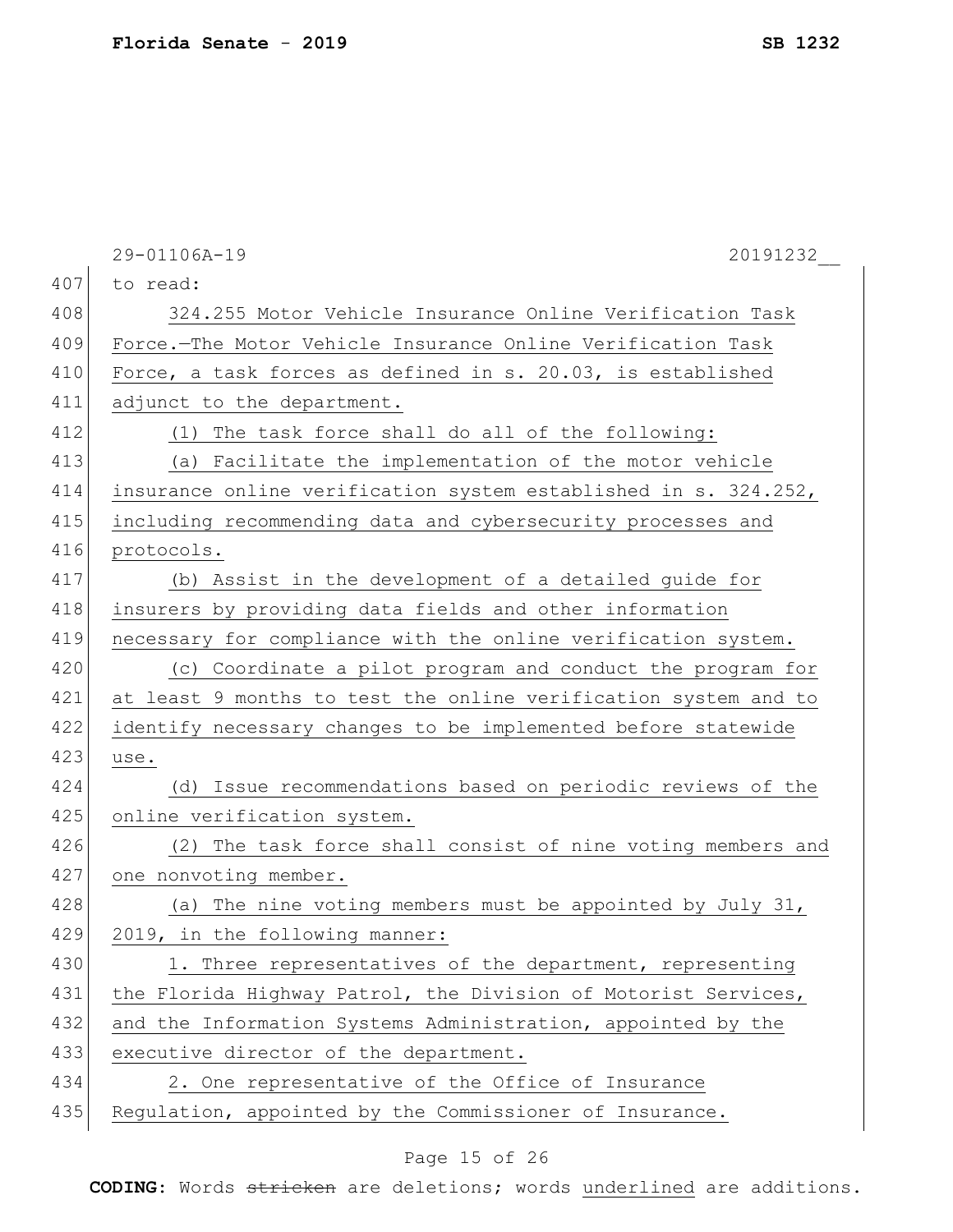29-01106A-19 20191232__

to read:

324.255 Motor Vehicle Insurance Online Verification Task Force.—The Motor Vehicle Insurance Online Verification Task Force, a task forces as defined in s. 20.03, is established adjunct to the department.

(1) The task force shall do all of the following:

(a) Facilitate the implementation of the motor vehicle insurance online verification system established in s. 324.252, including recommending data and cybersecurity processes and protocols.

(b) Assist in the development of a detailed guide for insurers by providing data fields and other information necessary for compliance with the online verification system.

(c) Coordinate a pilot program and conduct the program for at least 9 months to test the online verification system and to identify necessary changes to be implemented before statewide use.

(d) Issue recommendations based on periodic reviews of the online verification system.

(2) The task force shall consist of nine voting members and one nonvoting member.

(a) The nine voting members must be appointed by July 31, 2019, in the following manner:

1. Three representatives of the department, representing the Florida Highway Patrol, the Division of Motorist Services, and the Information Systems Administration, appointed by the executive director of the department.

2. One representative of the Office of Insurance Regulation, appointed by the Commissioner of Insurance.

**CODING:** Words ~~stricken~~ are deletions; words underlined are additions.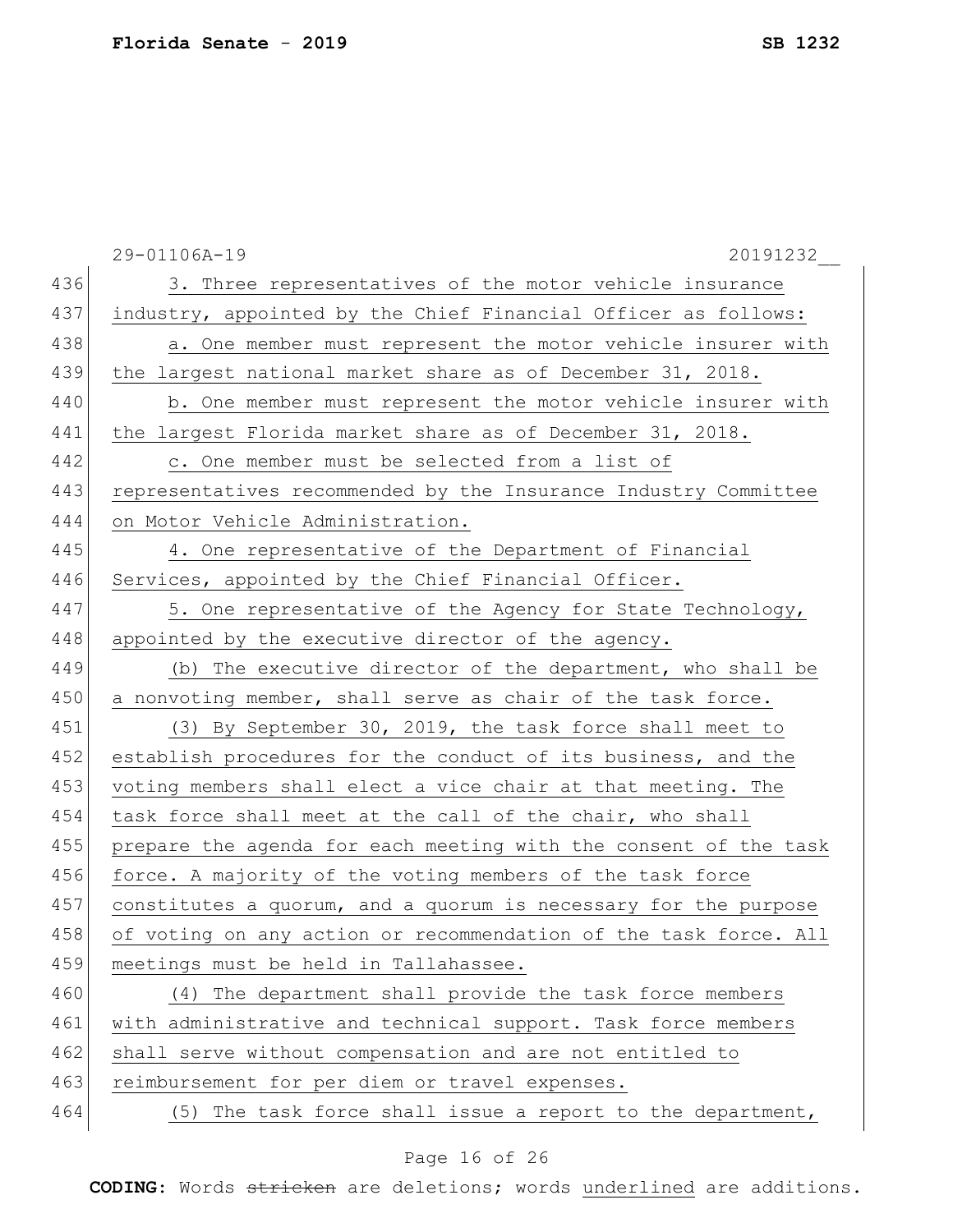3. Three representatives of the motor vehicle insurance industry, appointed by the Chief Financial Officer as follows:

a. One member must represent the motor vehicle insurer with the largest national market share as of December 31, 2018.

b. One member must represent the motor vehicle insurer with the largest Florida market share as of December 31, 2018.

c. One member must be selected from a list of representatives recommended by the Insurance Industry Committee on Motor Vehicle Administration.

4. One representative of the Department of Financial Services, appointed by the Chief Financial Officer.

5. One representative of the Agency for State Technology, appointed by the executive director of the agency.

(b) The executive director of the department, who shall be a nonvoting member, shall serve as chair of the task force.

(3) By September 30, 2019, the task force shall meet to establish procedures for the conduct of its business, and the voting members shall elect a vice chair at that meeting. The task force shall meet at the call of the chair, who shall prepare the agenda for each meeting with the consent of the task force. A majority of the voting members of the task force constitutes a quorum, and a quorum is necessary for the purpose of voting on any action or recommendation of the task force. All meetings must be held in Tallahassee.

(4) The department shall provide the task force members with administrative and technical support. Task force members shall serve without compensation and are not entitled to reimbursement for per diem or travel expenses.

(5) The task force shall issue a report to the department,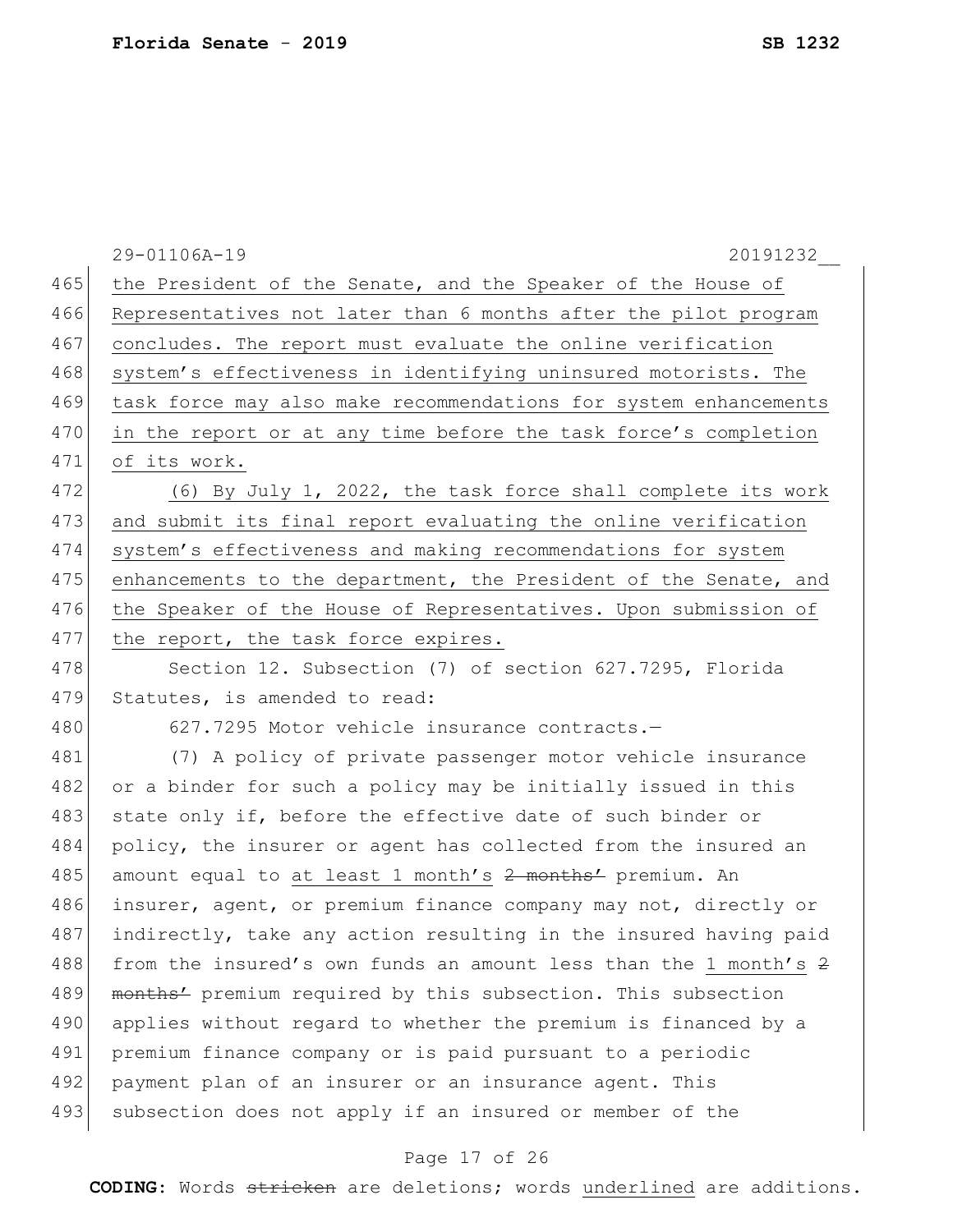the President of the Senate, and the Speaker of the House of Representatives not later than 6 months after the pilot program concludes. The report must evaluate the online verification system's effectiveness in identifying uninsured motorists. The task force may also make recommendations for system enhancements in the report or at any time before the task force's completion of its work.

(6) By July 1, 2022, the task force shall complete its work and submit its final report evaluating the online verification system's effectiveness and making recommendations for system enhancements to the department, the President of the Senate, and the Speaker of the House of Representatives. Upon submission of the report, the task force expires.

Section 12. Subsection (7) of section 627.7295, Florida Statutes, is amended to read:

627.7295 Motor vehicle insurance contracts.—

(7) A policy of private passenger motor vehicle insurance or a binder for such a policy may be initially issued in this state only if, before the effective date of such binder or policy, the insurer or agent has collected from the insured an amount equal to at least 1 month's ~~2 months'~~ premium. An insurer, agent, or premium finance company may not, directly or indirectly, take any action resulting in the insured having paid from the insured's own funds an amount less than the 1 month's ~~2 months'~~ premium required by this subsection. This subsection applies without regard to whether the premium is financed by a premium finance company or is paid pursuant to a periodic payment plan of an insurer or an insurance agent. This subsection does not apply if an insured or member of the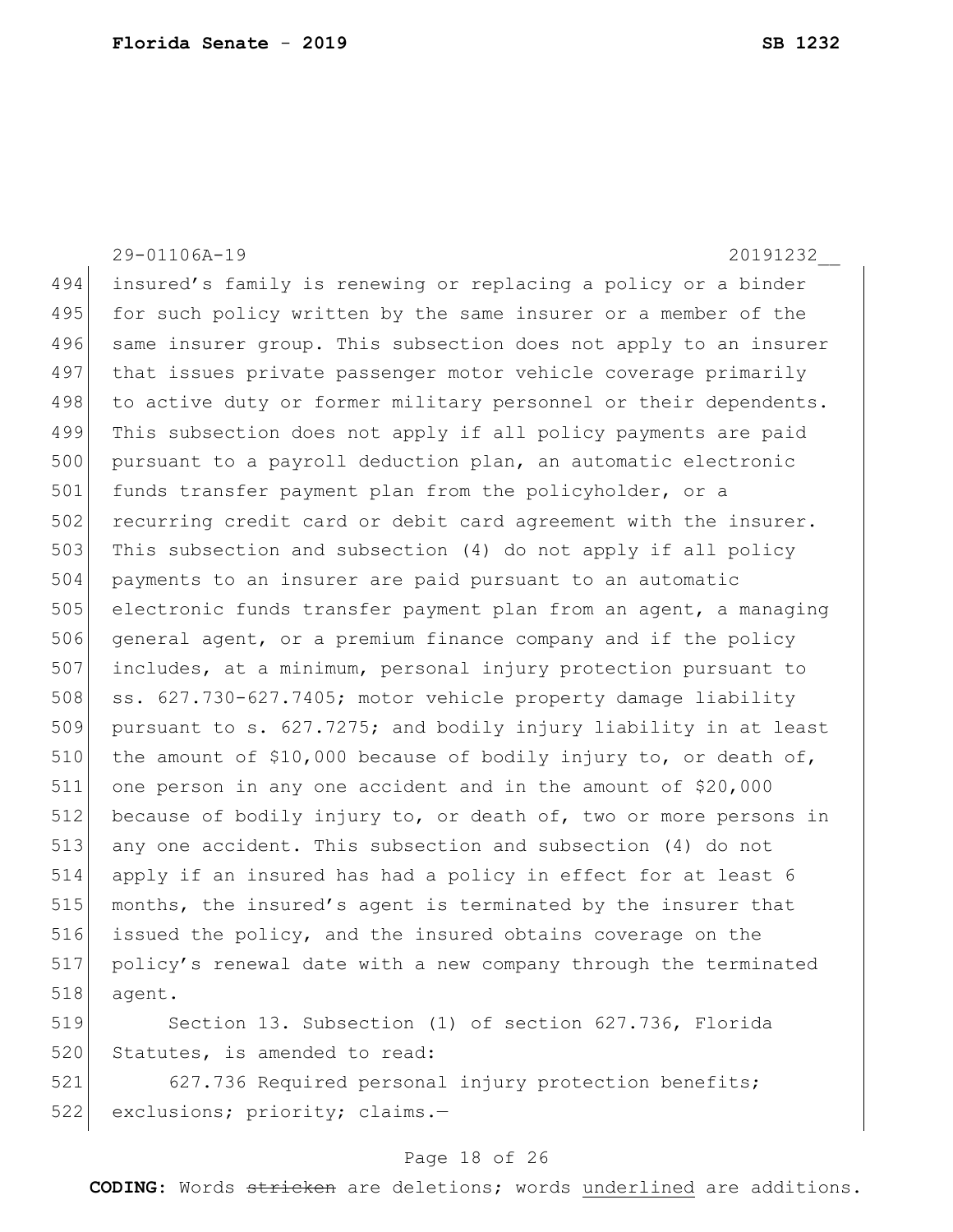insured's family is renewing or replacing a policy or a binder for such policy written by the same insurer or a member of the same insurer group. This subsection does not apply to an insurer that issues private passenger motor vehicle coverage primarily to active duty or former military personnel or their dependents. This subsection does not apply if all policy payments are paid pursuant to a payroll deduction plan, an automatic electronic funds transfer payment plan from the policyholder, or a recurring credit card or debit card agreement with the insurer. This subsection and subsection (4) do not apply if all policy payments to an insurer are paid pursuant to an automatic electronic funds transfer payment plan from an agent, a managing general agent, or a premium finance company and if the policy includes, at a minimum, personal injury protection pursuant to ss. 627.730-627.7405; motor vehicle property damage liability pursuant to s. 627.7275; and bodily injury liability in at least the amount of $10,000 because of bodily injury to, or death of, one person in any one accident and in the amount of $20,000 because of bodily injury to, or death of, two or more persons in any one accident. This subsection and subsection (4) do not apply if an insured has had a policy in effect for at least 6 months, the insured's agent is terminated by the insurer that issued the policy, and the insured obtains coverage on the policy's renewal date with a new company through the terminated agent.

Section 13. Subsection (1) of section 627.736, Florida Statutes, is amended to read:

627.736 Required personal injury protection benefits; exclusions; priority; claims.—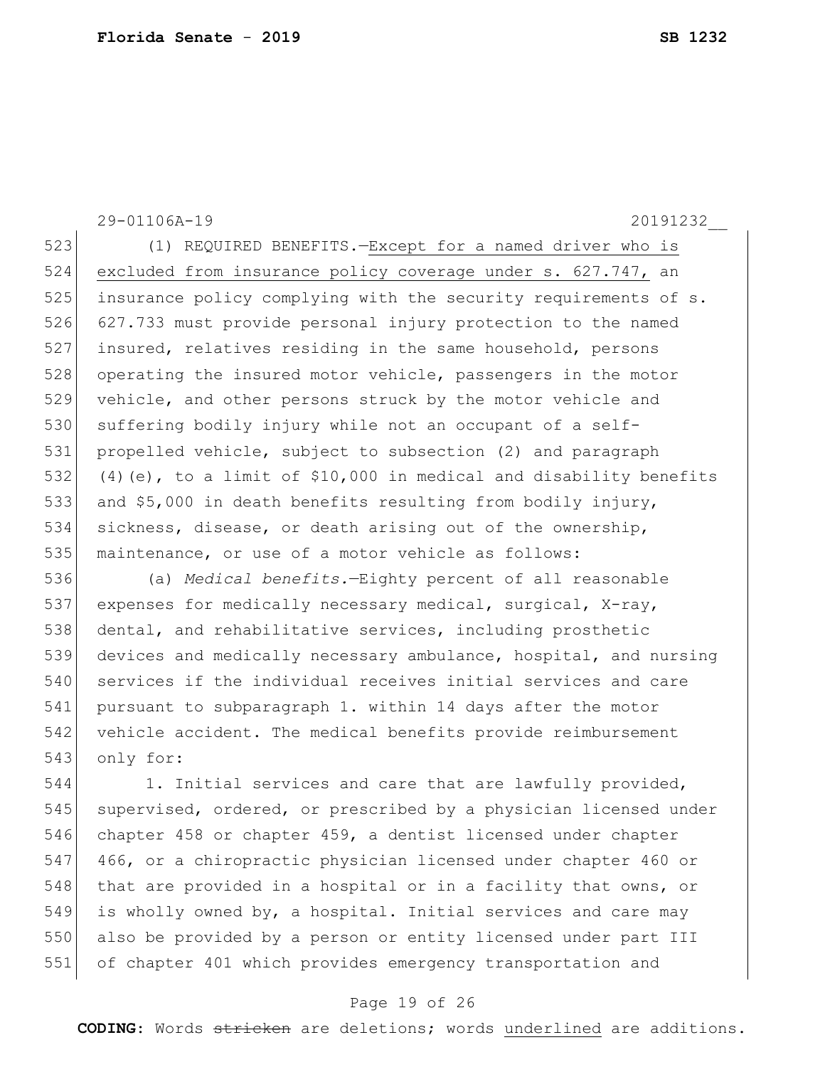(1) REQUIRED BENEFITS.—Except for a named driver who is excluded from insurance policy coverage under s. 627.747, an insurance policy complying with the security requirements of s. 627.733 must provide personal injury protection to the named insured, relatives residing in the same household, persons operating the insured motor vehicle, passengers in the motor vehicle, and other persons struck by the motor vehicle and suffering bodily injury while not an occupant of a self-propelled vehicle, subject to subsection (2) and paragraph (4)(e), to a limit of $10,000 in medical and disability benefits and $5,000 in death benefits resulting from bodily injury, sickness, disease, or death arising out of the ownership, maintenance, or use of a motor vehicle as follows:

(a) *Medical benefits.*—Eighty percent of all reasonable expenses for medically necessary medical, surgical, X-ray, dental, and rehabilitative services, including prosthetic devices and medically necessary ambulance, hospital, and nursing services if the individual receives initial services and care pursuant to subparagraph 1. within 14 days after the motor vehicle accident. The medical benefits provide reimbursement only for:

1. Initial services and care that are lawfully provided, supervised, ordered, or prescribed by a physician licensed under chapter 458 or chapter 459, a dentist licensed under chapter 466, or a chiropractic physician licensed under chapter 460 or that are provided in a hospital or in a facility that owns, or is wholly owned by, a hospital. Initial services and care may also be provided by a person or entity licensed under part III of chapter 401 which provides emergency transportation and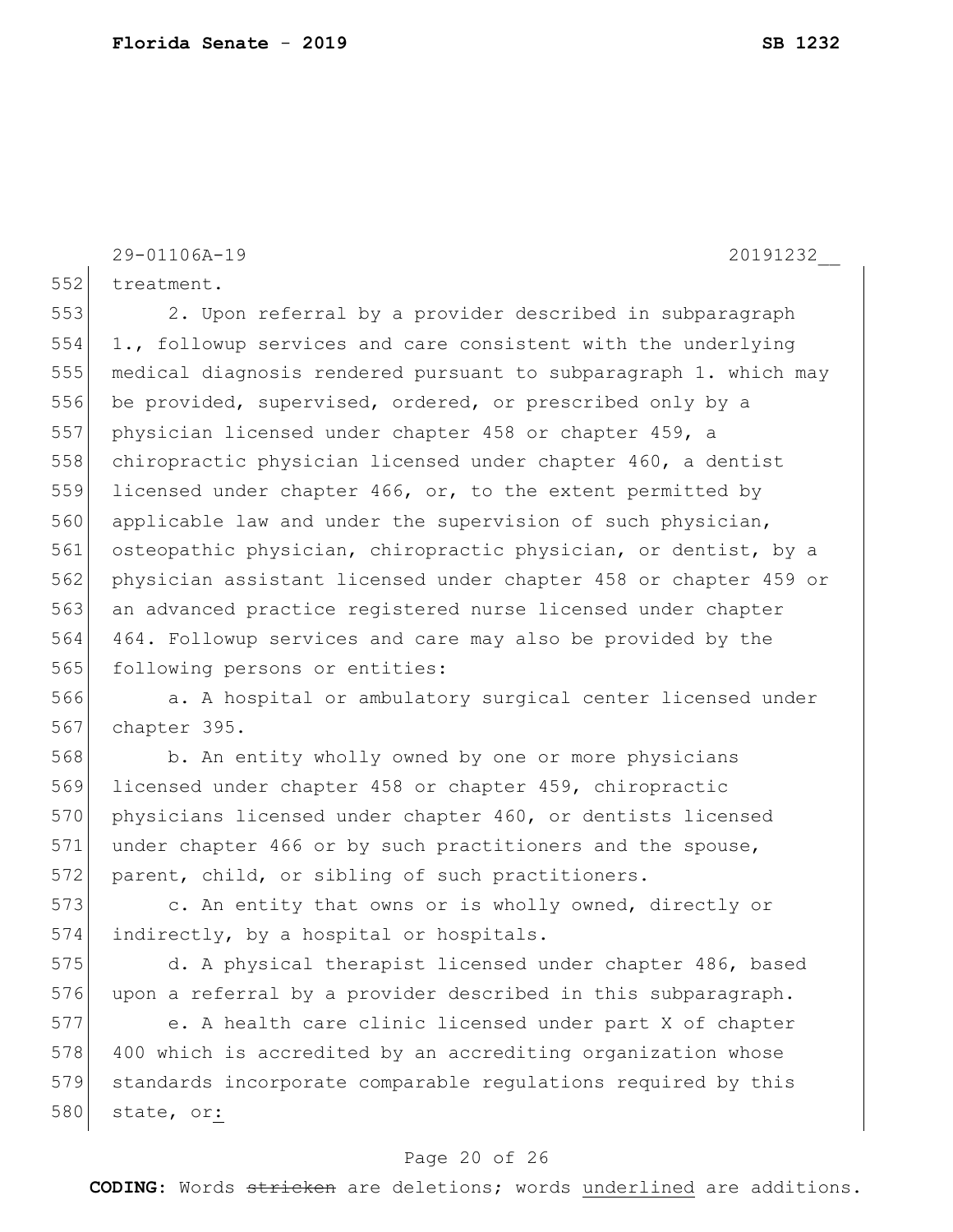29-01106A-19 20191232__

treatment.

2. Upon referral by a provider described in subparagraph 1., followup services and care consistent with the underlying medical diagnosis rendered pursuant to subparagraph 1. which may be provided, supervised, ordered, or prescribed only by a physician licensed under chapter 458 or chapter 459, a chiropractic physician licensed under chapter 460, a dentist licensed under chapter 466, or, to the extent permitted by applicable law and under the supervision of such physician, osteopathic physician, chiropractic physician, or dentist, by a physician assistant licensed under chapter 458 or chapter 459 or an advanced practice registered nurse licensed under chapter 464. Followup services and care may also be provided by the following persons or entities:

a. A hospital or ambulatory surgical center licensed under chapter 395.

b. An entity wholly owned by one or more physicians licensed under chapter 458 or chapter 459, chiropractic physicians licensed under chapter 460, or dentists licensed under chapter 466 or by such practitioners and the spouse, parent, child, or sibling of such practitioners.

c. An entity that owns or is wholly owned, directly or indirectly, by a hospital or hospitals.

d. A physical therapist licensed under chapter 486, based upon a referral by a provider described in this subparagraph.

e. A health care clinic licensed under part X of chapter 400 which is accredited by an accrediting organization whose standards incorporate comparable regulations required by this state, or<u>:</u>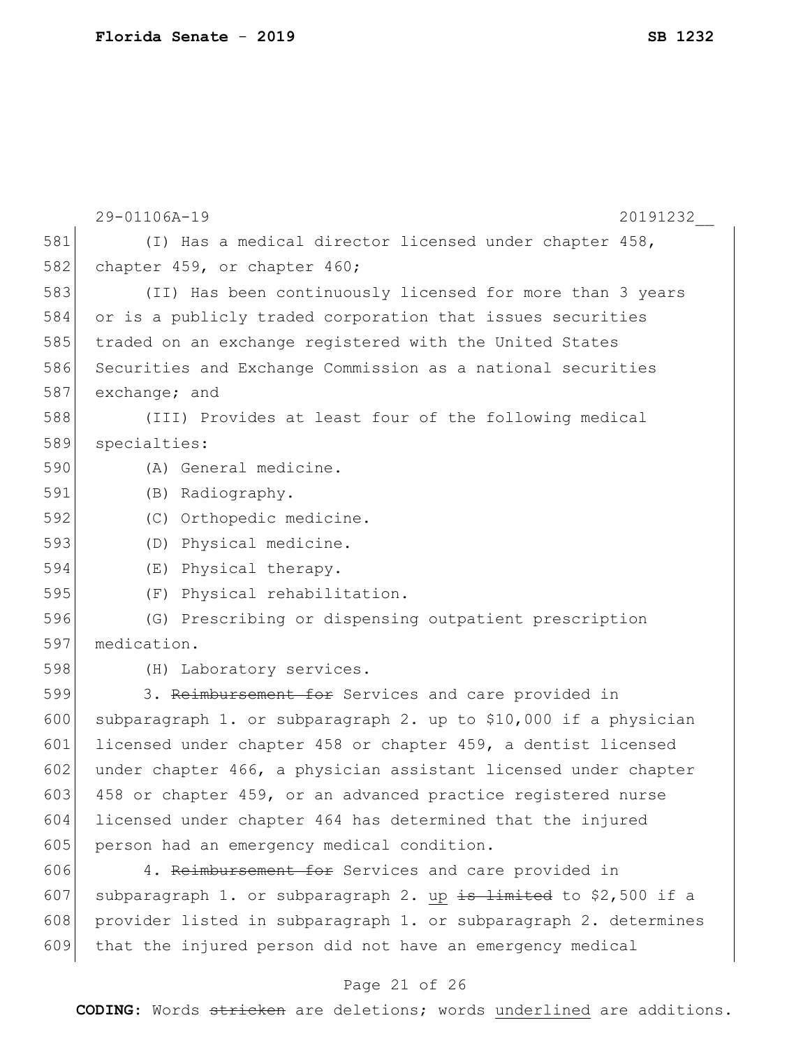(I) Has a medical director licensed under chapter 458, chapter 459, or chapter 460;

(II) Has been continuously licensed for more than 3 years or is a publicly traded corporation that issues securities traded on an exchange registered with the United States Securities and Exchange Commission as a national securities exchange; and

(III) Provides at least four of the following medical specialties:

(A) General medicine.

(B) Radiography.

(C) Orthopedic medicine.

(D) Physical medicine.

(E) Physical therapy.

(F) Physical rehabilitation.

(G) Prescribing or dispensing outpatient prescription medication.

(H) Laboratory services.

3. ~~Reimbursement for~~ Services and care provided in subparagraph 1. or subparagraph 2. up to $10,000 if a physician licensed under chapter 458 or chapter 459, a dentist licensed under chapter 466, a physician assistant licensed under chapter 458 or chapter 459, or an advanced practice registered nurse licensed under chapter 464 has determined that the injured person had an emergency medical condition.

4. ~~Reimbursement for~~ Services and care provided in subparagraph 1. or subparagraph 2. <u>up</u> ~~is limited~~ to $2,500 if a provider listed in subparagraph 1. or subparagraph 2. determines that the injured person did not have an emergency medical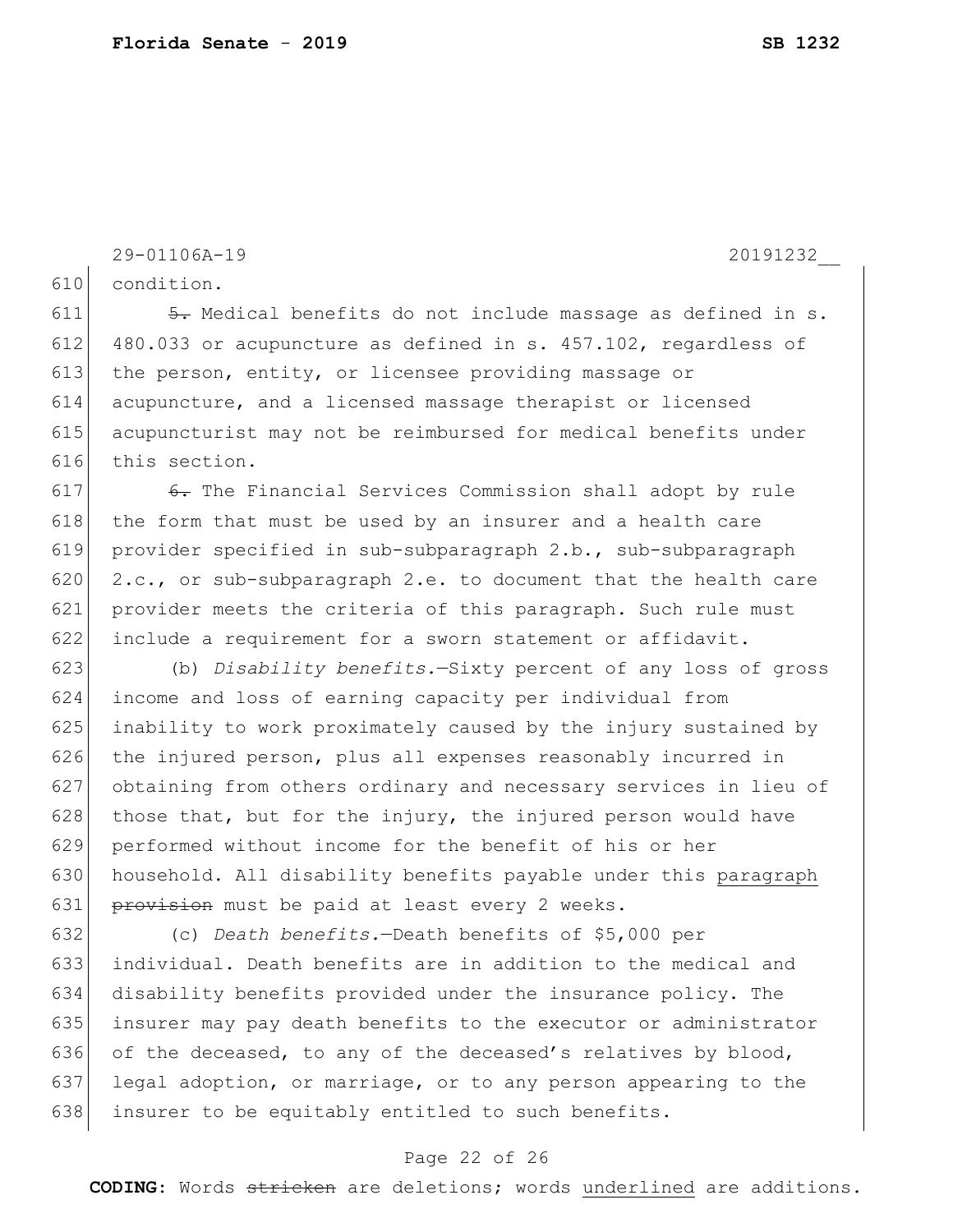condition.

~~5.~~ Medical benefits do not include massage as defined in s. 480.033 or acupuncture as defined in s. 457.102, regardless of the person, entity, or licensee providing massage or acupuncture, and a licensed massage therapist or licensed acupuncturist may not be reimbursed for medical benefits under this section.

~~6.~~ The Financial Services Commission shall adopt by rule the form that must be used by an insurer and a health care provider specified in sub-subparagraph 2.b., sub-subparagraph 2.c., or sub-subparagraph 2.e. to document that the health care provider meets the criteria of this paragraph. Such rule must include a requirement for a sworn statement or affidavit.

(b) *Disability benefits.*—Sixty percent of any loss of gross income and loss of earning capacity per individual from inability to work proximately caused by the injury sustained by the injured person, plus all expenses reasonably incurred in obtaining from others ordinary and necessary services in lieu of those that, but for the injury, the injured person would have performed without income for the benefit of his or her household. All disability benefits payable under this <u>paragraph</u> ~~provision~~ must be paid at least every 2 weeks.

(c) *Death benefits.*—Death benefits of $5,000 per individual. Death benefits are in addition to the medical and disability benefits provided under the insurance policy. The insurer may pay death benefits to the executor or administrator of the deceased, to any of the deceased's relatives by blood, legal adoption, or marriage, or to any person appearing to the insurer to be equitably entitled to such benefits.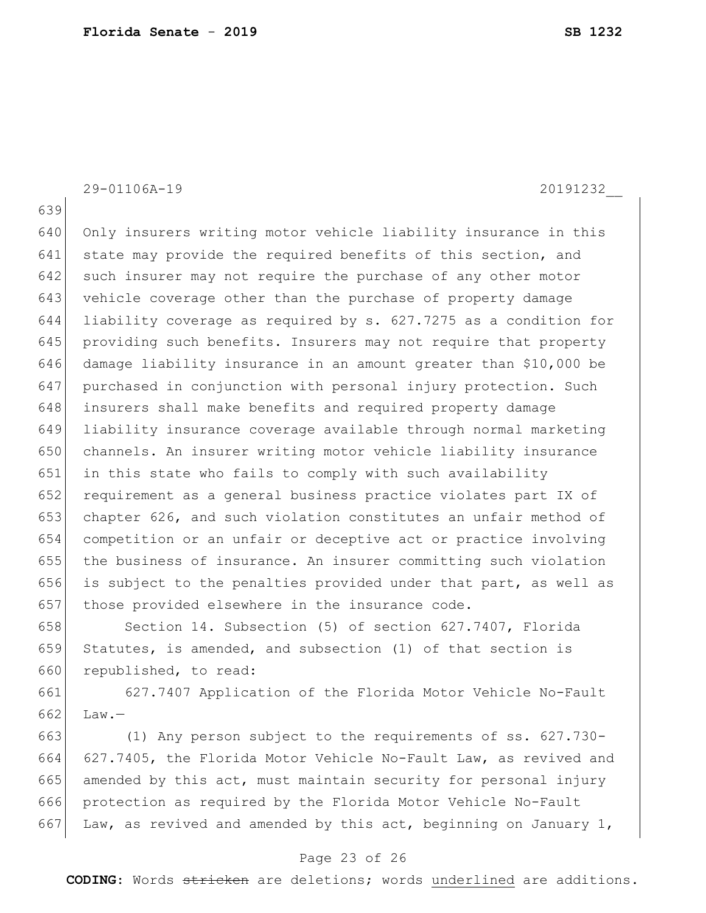Only insurers writing motor vehicle liability insurance in this state may provide the required benefits of this section, and such insurer may not require the purchase of any other motor vehicle coverage other than the purchase of property damage liability coverage as required by s. 627.7275 as a condition for providing such benefits. Insurers may not require that property damage liability insurance in an amount greater than $10,000 be purchased in conjunction with personal injury protection. Such insurers shall make benefits and required property damage liability insurance coverage available through normal marketing channels. An insurer writing motor vehicle liability insurance in this state who fails to comply with such availability requirement as a general business practice violates part IX of chapter 626, and such violation constitutes an unfair method of competition or an unfair or deceptive act or practice involving the business of insurance. An insurer committing such violation is subject to the penalties provided under that part, as well as those provided elsewhere in the insurance code.

Section 14. Subsection (5) of section 627.7407, Florida Statutes, is amended, and subsection (1) of that section is republished, to read:

627.7407 Application of the Florida Motor Vehicle No-Fault Law.—

(1) Any person subject to the requirements of ss. 627.730-627.7405, the Florida Motor Vehicle No-Fault Law, as revived and amended by this act, must maintain security for personal injury protection as required by the Florida Motor Vehicle No-Fault Law, as revived and amended by this act, beginning on January 1,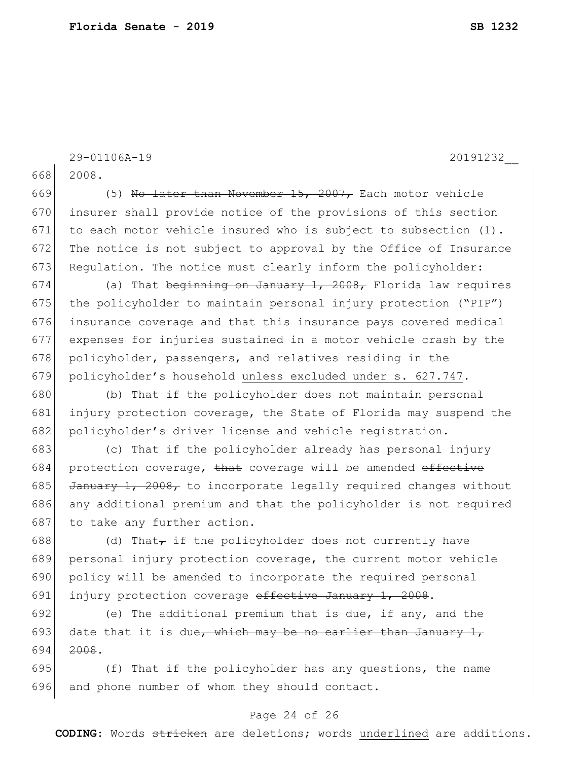2008.

(5) ~~No later than November 15, 2007,~~ Each motor vehicle insurer shall provide notice of the provisions of this section to each motor vehicle insured who is subject to subsection (1). The notice is not subject to approval by the Office of Insurance Regulation. The notice must clearly inform the policyholder:

(a) That ~~beginning on January 1, 2008,~~ Florida law requires the policyholder to maintain personal injury protection ("PIP") insurance coverage and that this insurance pays covered medical expenses for injuries sustained in a motor vehicle crash by the policyholder, passengers, and relatives residing in the policyholder's household <u>unless excluded under s. 627.747</u>.

(b) That if the policyholder does not maintain personal injury protection coverage, the State of Florida may suspend the policyholder's driver license and vehicle registration.

(c) That if the policyholder already has personal injury protection coverage, ~~that~~ coverage will be amended ~~effective January 1, 2008,~~ to incorporate legally required changes without any additional premium and ~~that~~ the policyholder is not required to take any further action.

(d) That~~,~~ if the policyholder does not currently have personal injury protection coverage, the current motor vehicle policy will be amended to incorporate the required personal injury protection coverage ~~effective January 1, 2008~~.

(e) The additional premium that is due, if any, and the date that it is due~~, which may be no earlier than January 1, 2008~~.

(f) That if the policyholder has any questions, the name and phone number of whom they should contact.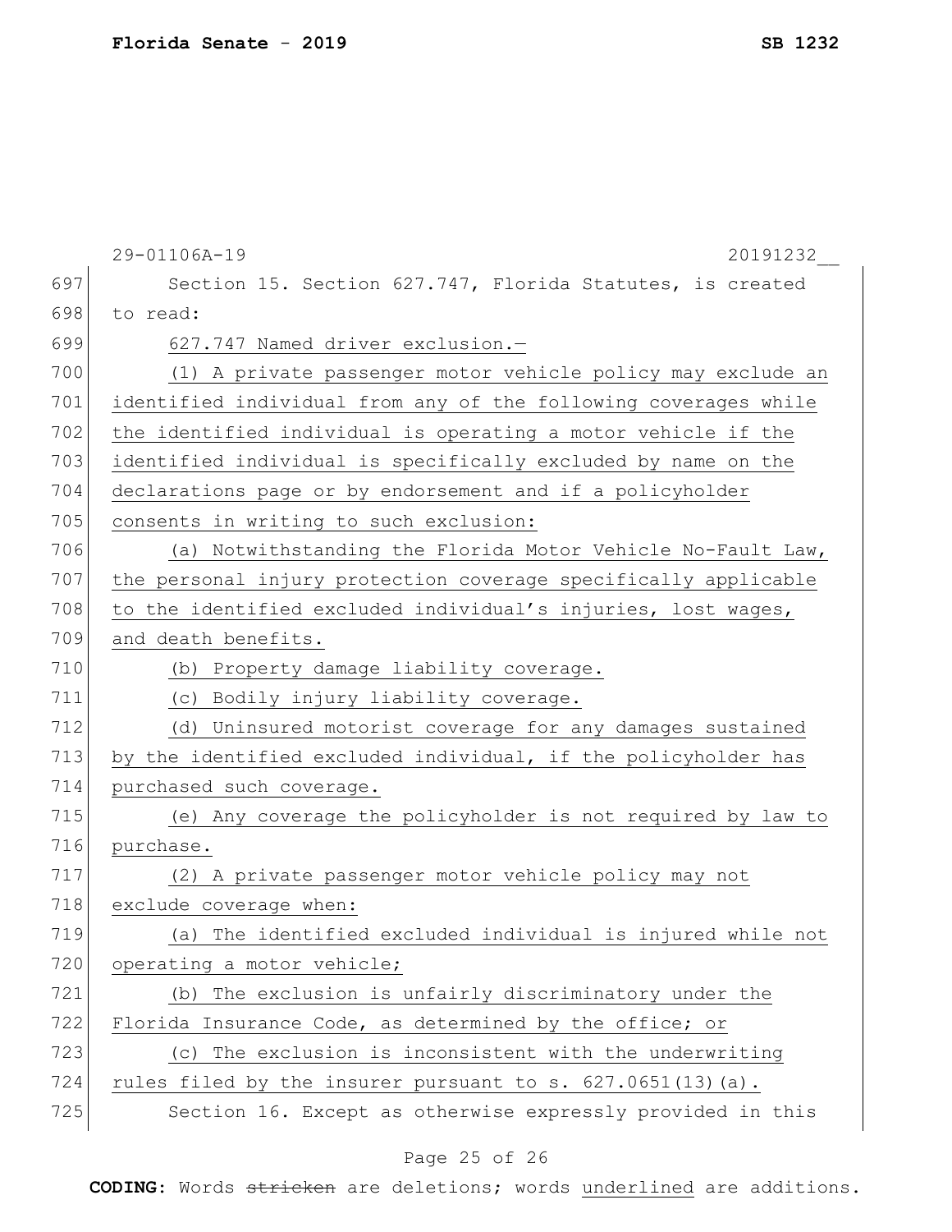Section 15. Section 627.747, Florida Statutes, is created to read:

627.747 Named driver exclusion.—

(1) A private passenger motor vehicle policy may exclude an identified individual from any of the following coverages while the identified individual is operating a motor vehicle if the identified individual is specifically excluded by name on the declarations page or by endorsement and if a policyholder consents in writing to such exclusion:

(a) Notwithstanding the Florida Motor Vehicle No-Fault Law, the personal injury protection coverage specifically applicable to the identified excluded individual's injuries, lost wages, and death benefits.

(b) Property damage liability coverage.

(c) Bodily injury liability coverage.

(d) Uninsured motorist coverage for any damages sustained by the identified excluded individual, if the policyholder has purchased such coverage.

(e) Any coverage the policyholder is not required by law to purchase.

(2) A private passenger motor vehicle policy may not exclude coverage when:

(a) The identified excluded individual is injured while not operating a motor vehicle;

(b) The exclusion is unfairly discriminatory under the Florida Insurance Code, as determined by the office; or

(c) The exclusion is inconsistent with the underwriting rules filed by the insurer pursuant to s. 627.0651(13)(a).

Section 16. Except as otherwise expressly provided in this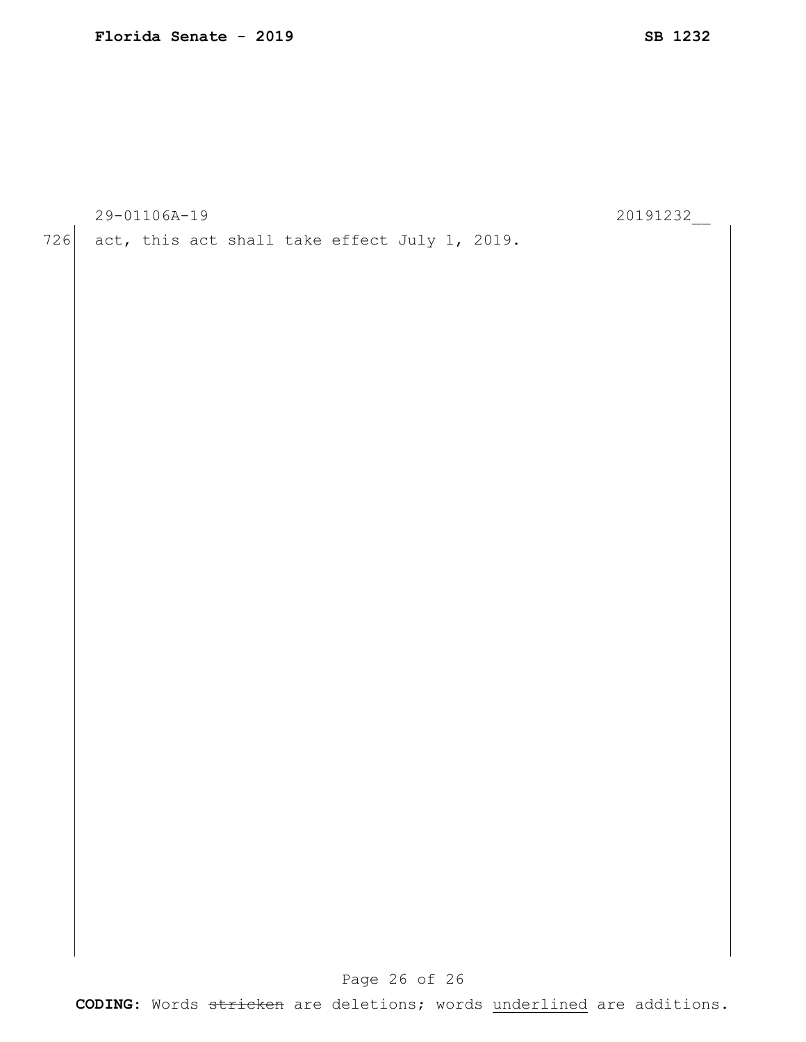29-01106A-19 20191232__

726 act, this act shall take effect July 1, 2019.